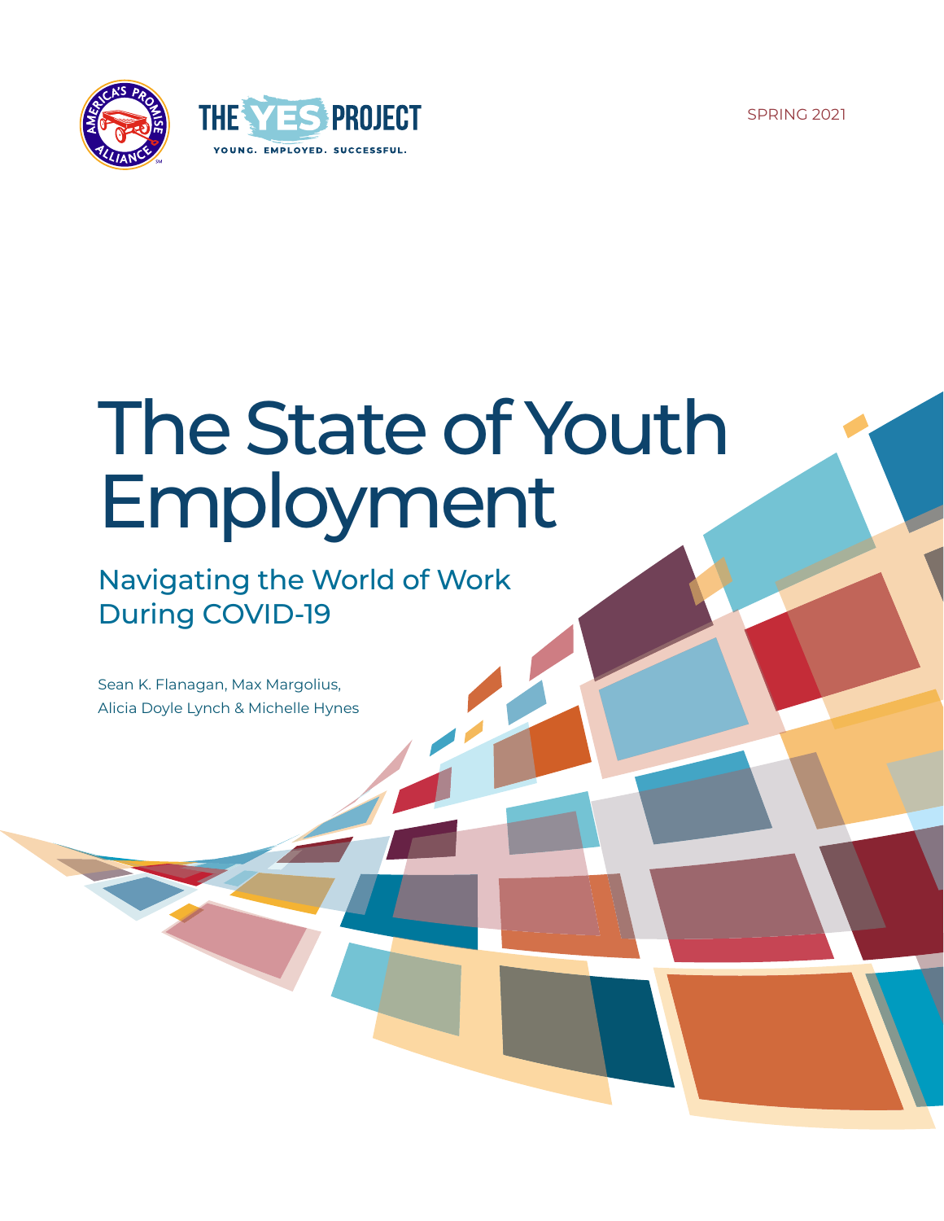THE YES PROJECT

YOUNG. EMPLOYED. SUCCESSFUL.

SPRING 2021

# The State of Youth Employment

## Navigating the World of Work During COVID-19

Sean K. Flanagan, Max Margolius,
Alicia Doyle Lynch & Michelle Hynes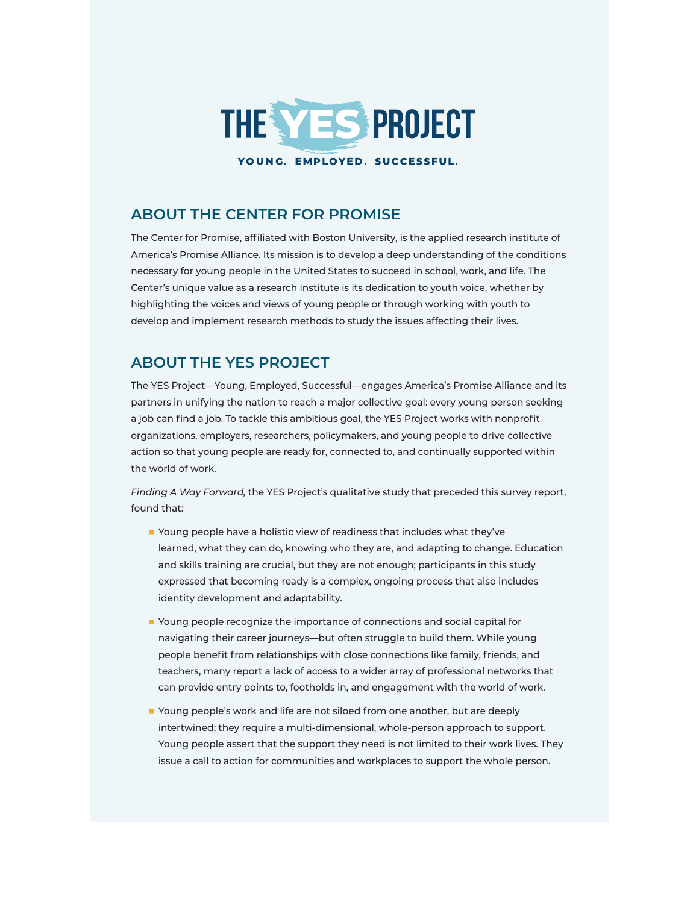THE YES PROJECT

YOUNG. EMPLOYED. SUCCESSFUL.

## ABOUT THE CENTER FOR PROMISE

The Center for Promise, affiliated with Boston University, is the applied research institute of America's Promise Alliance. Its mission is to develop a deep understanding of the conditions necessary for young people in the United States to succeed in school, work, and life. The Center's unique value as a research institute is its dedication to youth voice, whether by highlighting the voices and views of young people or through working with youth to develop and implement research methods to study the issues affecting their lives.

## ABOUT THE YES PROJECT

The YES Project—Young, Employed, Successful—engages America's Promise Alliance and its partners in unifying the nation to reach a major collective goal: every young person seeking a job can find a job. To tackle this ambitious goal, the YES Project works with nonprofit organizations, employers, researchers, policymakers, and young people to drive collective action so that young people are ready for, connected to, and continually supported within the world of work.

*Finding A Way Forward,* the YES Project's qualitative study that preceded this survey report, found that:

- Young people have a holistic view of readiness that includes what they've learned, what they can do, knowing who they are, and adapting to change. Education and skills training are crucial, but they are not enough; participants in this study expressed that becoming ready is a complex, ongoing process that also includes identity development and adaptability.
- Young people recognize the importance of connections and social capital for navigating their career journeys—but often struggle to build them. While young people benefit from relationships with close connections like family, friends, and teachers, many report a lack of access to a wider array of professional networks that can provide entry points to, footholds in, and engagement with the world of work.
- Young people's work and life are not siloed from one another, but are deeply intertwined; they require a multi-dimensional, whole-person approach to support. Young people assert that the support they need is not limited to their work lives. They issue a call to action for communities and workplaces to support the whole person.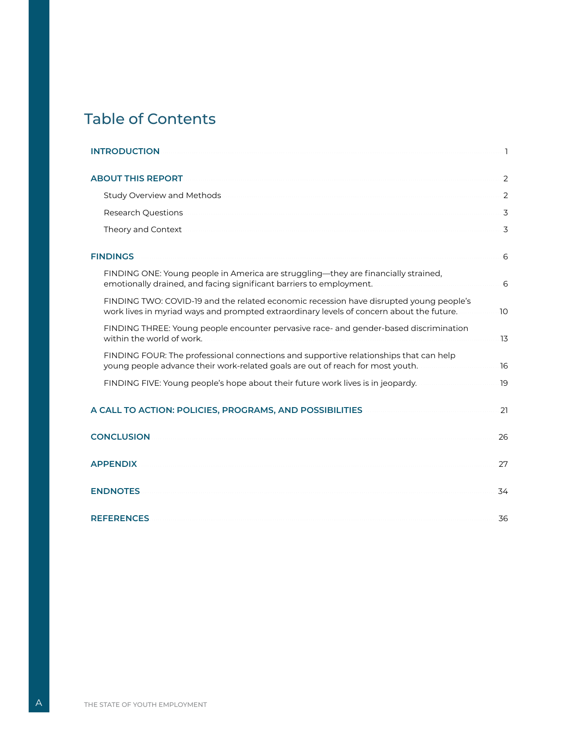# Table of Contents

| | |
|---|---|
| **INTRODUCTION** | 1 |
| **ABOUT THIS REPORT** | 2 |
| Study Overview and Methods | 2 |
| Research Questions | 3 |
| Theory and Context | 3 |
| **FINDINGS** | 6 |
| FINDING ONE: Young people in America are struggling—they are financially strained, emotionally drained, and facing significant barriers to employment. | 6 |
| FINDING TWO: COVID-19 and the related economic recession have disrupted young people's work lives in myriad ways and prompted extraordinary levels of concern about the future. | 10 |
| FINDING THREE: Young people encounter pervasive race- and gender-based discrimination within the world of work. | 13 |
| FINDING FOUR: The professional connections and supportive relationships that can help young people advance their work-related goals are out of reach for most youth. | 16 |
| FINDING FIVE: Young people's hope about their future work lives is in jeopardy. | 19 |
| **A CALL TO ACTION: POLICIES, PROGRAMS, AND POSSIBILITIES** | 21 |
| **CONCLUSION** | 26 |
| **APPENDIX** | 27 |
| **ENDNOTES** | 34 |
| **REFERENCES** | 36 |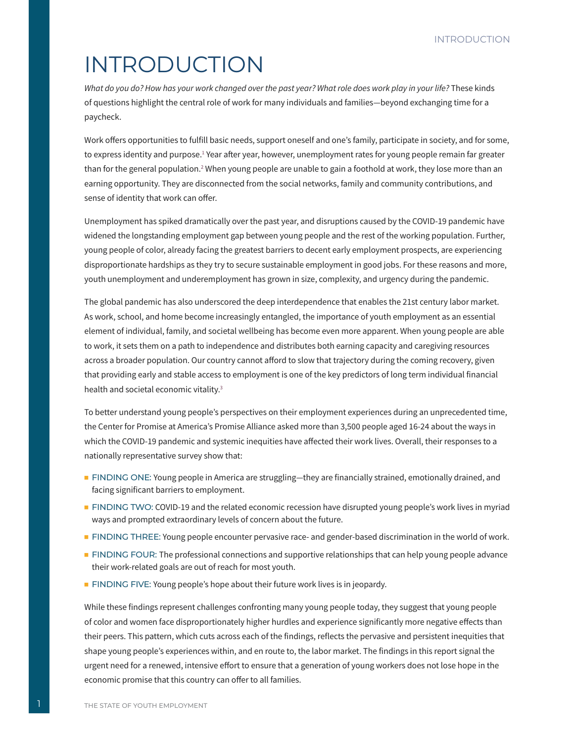# INTRODUCTION

*What do you do? How has your work changed over the past year? What role does work play in your life?* These kinds of questions highlight the central role of work for many individuals and families—beyond exchanging time for a paycheck.

Work offers opportunities to fulfill basic needs, support oneself and one's family, participate in society, and for some, to express identity and purpose.[1] Year after year, however, unemployment rates for young people remain far greater than for the general population.[2] When young people are unable to gain a foothold at work, they lose more than an earning opportunity. They are disconnected from the social networks, family and community contributions, and sense of identity that work can offer.

Unemployment has spiked dramatically over the past year, and disruptions caused by the COVID-19 pandemic have widened the longstanding employment gap between young people and the rest of the working population. Further, young people of color, already facing the greatest barriers to decent early employment prospects, are experiencing disproportionate hardships as they try to secure sustainable employment in good jobs. For these reasons and more, youth unemployment and underemployment has grown in size, complexity, and urgency during the pandemic.

The global pandemic has also underscored the deep interdependence that enables the 21st century labor market. As work, school, and home become increasingly entangled, the importance of youth employment as an essential element of individual, family, and societal wellbeing has become even more apparent. When young people are able to work, it sets them on a path to independence and distributes both earning capacity and caregiving resources across a broader population. Our country cannot afford to slow that trajectory during the coming recovery, given that providing early and stable access to employment is one of the key predictors of long term individual financial health and societal economic vitality.[3]

To better understand young people's perspectives on their employment experiences during an unprecedented time, the Center for Promise at America's Promise Alliance asked more than 3,500 people aged 16-24 about the ways in which the COVID-19 pandemic and systemic inequities have affected their work lives. Overall, their responses to a nationally representative survey show that:

- FINDING ONE: Young people in America are struggling—they are financially strained, emotionally drained, and facing significant barriers to employment.
- FINDING TWO: COVID-19 and the related economic recession have disrupted young people's work lives in myriad ways and prompted extraordinary levels of concern about the future.
- FINDING THREE: Young people encounter pervasive race- and gender-based discrimination in the world of work.
- FINDING FOUR: The professional connections and supportive relationships that can help young people advance their work-related goals are out of reach for most youth.
- FINDING FIVE: Young people's hope about their future work lives is in jeopardy.

While these findings represent challenges confronting many young people today, they suggest that young people of color and women face disproportionately higher hurdles and experience significantly more negative effects than their peers. This pattern, which cuts across each of the findings, reflects the pervasive and persistent inequities that shape young people's experiences within, and en route to, the labor market. The findings in this report signal the urgent need for a renewed, intensive effort to ensure that a generation of young workers does not lose hope in the economic promise that this country can offer to all families.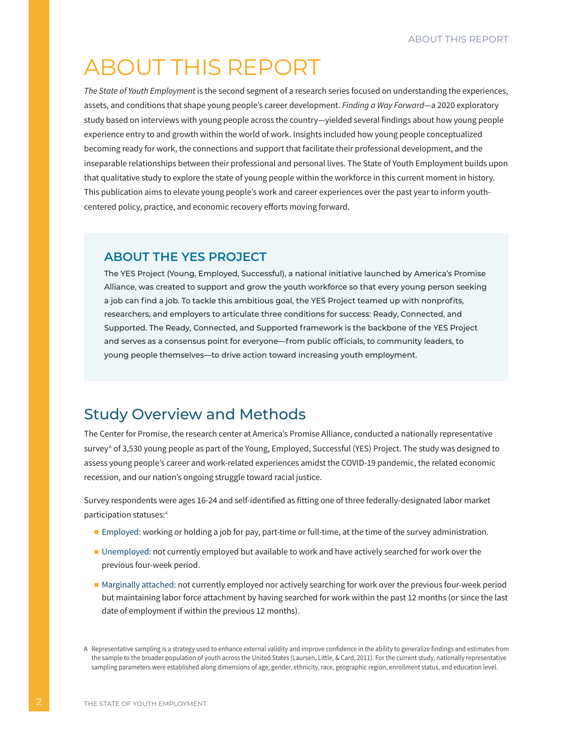# ABOUT THIS REPORT

*The State of Youth Employment* is the second segment of a research series focused on understanding the experiences, assets, and conditions that shape young people's career development. *Finding a Way Forward*—a 2020 exploratory study based on interviews with young people across the country—yielded several findings about how young people experience entry to and growth within the world of work. Insights included how young people conceptualized becoming ready for work, the connections and support that facilitate their professional development, and the inseparable relationships between their professional and personal lives. The State of Youth Employment builds upon that qualitative study to explore the state of young people within the workforce in this current moment in history. This publication aims to elevate young people's work and career experiences over the past year to inform youth-centered policy, practice, and economic recovery efforts moving forward.

### ABOUT THE YES PROJECT

The YES Project (Young, Employed, Successful), a national initiative launched by America's Promise Alliance, was created to support and grow the youth workforce so that every young person seeking a job can find a job. To tackle this ambitious goal, the YES Project teamed up with nonprofits, researchers, and employers to articulate three conditions for success: Ready, Connected, and Supported. The Ready, Connected, and Supported framework is the backbone of the YES Project and serves as a consensus point for everyone—from public officials, to community leaders, to young people themselves—to drive action toward increasing youth employment.

## Study Overview and Methods

The Center for Promise, the research center at America's Promise Alliance, conducted a nationally representative survey[A] of 3,530 young people as part of the Young, Employed, Successful (YES) Project. The study was designed to assess young people's career and work-related experiences amidst the COVID-19 pandemic, the related economic recession, and our nation's ongoing struggle toward racial justice.

Survey respondents were ages 16-24 and self-identified as fitting one of three federally-designated labor market participation statuses:[4]

- Employed: working or holding a job for pay, part-time or full-time, at the time of the survey administration.
- Unemployed: not currently employed but available to work and have actively searched for work over the previous four-week period.
- Marginally attached: not currently employed nor actively searching for work over the previous four-week period but maintaining labor force attachment by having searched for work within the past 12 months (or since the last date of employment if within the previous 12 months).

A Representative sampling is a strategy used to enhance external validity and improve confidence in the ability to generalize findings and estimates from the sample to the broader population of youth across the United States (Laursen, Little, & Card, 2011). For the current study, nationally representative sampling parameters were established along dimensions of age, gender, ethnicity, race, geographic region, enrollment status, and education level.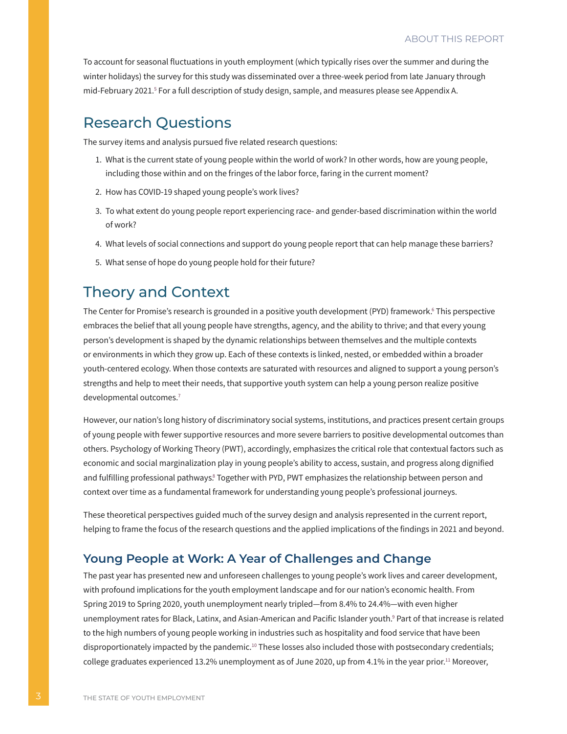To account for seasonal fluctuations in youth employment (which typically rises over the summer and during the winter holidays) the survey for this study was disseminated over a three-week period from late January through mid-February 2021.[5] For a full description of study design, sample, and measures please see Appendix A.

## Research Questions

The survey items and analysis pursued five related research questions:

1. What is the current state of young people within the world of work? In other words, how are young people, including those within and on the fringes of the labor force, faring in the current moment?
2. How has COVID-19 shaped young people's work lives?
3. To what extent do young people report experiencing race- and gender-based discrimination within the world of work?
4. What levels of social connections and support do young people report that can help manage these barriers?
5. What sense of hope do young people hold for their future?

## Theory and Context

The Center for Promise's research is grounded in a positive youth development (PYD) framework.[6] This perspective embraces the belief that all young people have strengths, agency, and the ability to thrive; and that every young person's development is shaped by the dynamic relationships between themselves and the multiple contexts or environments in which they grow up. Each of these contexts is linked, nested, or embedded within a broader youth-centered ecology. When those contexts are saturated with resources and aligned to support a young person's strengths and help to meet their needs, that supportive youth system can help a young person realize positive developmental outcomes.[7]

However, our nation's long history of discriminatory social systems, institutions, and practices present certain groups of young people with fewer supportive resources and more severe barriers to positive developmental outcomes than others. Psychology of Working Theory (PWT), accordingly, emphasizes the critical role that contextual factors such as economic and social marginalization play in young people's ability to access, sustain, and progress along dignified and fulfilling professional pathways.[8] Together with PYD, PWT emphasizes the relationship between person and context over time as a fundamental framework for understanding young people's professional journeys.

These theoretical perspectives guided much of the survey design and analysis represented in the current report, helping to frame the focus of the research questions and the applied implications of the findings in 2021 and beyond.

### Young People at Work: A Year of Challenges and Change

The past year has presented new and unforeseen challenges to young people's work lives and career development, with profound implications for the youth employment landscape and for our nation's economic health. From Spring 2019 to Spring 2020, youth unemployment nearly tripled—from 8.4% to 24.4%—with even higher unemployment rates for Black, Latinx, and Asian-American and Pacific Islander youth.[9] Part of that increase is related to the high numbers of young people working in industries such as hospitality and food service that have been disproportionately impacted by the pandemic.[10] These losses also included those with postsecondary credentials; college graduates experienced 13.2% unemployment as of June 2020, up from 4.1% in the year prior.[11] Moreover,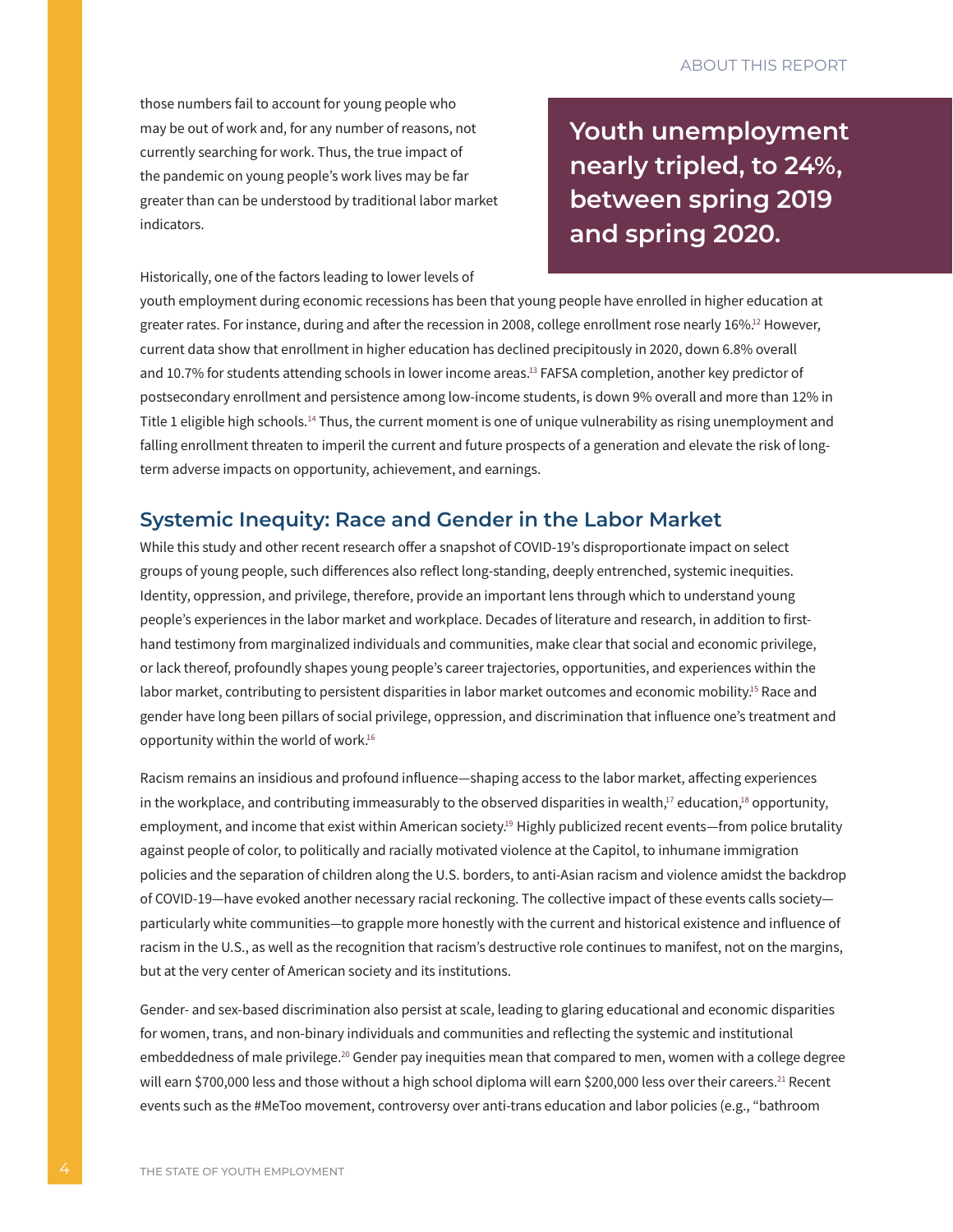those numbers fail to account for young people who may be out of work and, for any number of reasons, not currently searching for work. Thus, the true impact of the pandemic on young people's work lives may be far greater than can be understood by traditional labor market indicators.

**Youth unemployment nearly tripled, to 24%, between spring 2019 and spring 2020.**

Historically, one of the factors leading to lower levels of youth employment during economic recessions has been that young people have enrolled in higher education at greater rates. For instance, during and after the recession in 2008, college enrollment rose nearly 16%.[12] However, current data show that enrollment in higher education has declined precipitously in 2020, down 6.8% overall and 10.7% for students attending schools in lower income areas.[13] FAFSA completion, another key predictor of postsecondary enrollment and persistence among low-income students, is down 9% overall and more than 12% in Title 1 eligible high schools.[14] Thus, the current moment is one of unique vulnerability as rising unemployment and falling enrollment threaten to imperil the current and future prospects of a generation and elevate the risk of long-term adverse impacts on opportunity, achievement, and earnings.

## Systemic Inequity: Race and Gender in the Labor Market

While this study and other recent research offer a snapshot of COVID-19's disproportionate impact on select groups of young people, such differences also reflect long-standing, deeply entrenched, systemic inequities. Identity, oppression, and privilege, therefore, provide an important lens through which to understand young people's experiences in the labor market and workplace. Decades of literature and research, in addition to first-hand testimony from marginalized individuals and communities, make clear that social and economic privilege, or lack thereof, profoundly shapes young people's career trajectories, opportunities, and experiences within the labor market, contributing to persistent disparities in labor market outcomes and economic mobility.[15] Race and gender have long been pillars of social privilege, oppression, and discrimination that influence one's treatment and opportunity within the world of work.[16]

Racism remains an insidious and profound influence—shaping access to the labor market, affecting experiences in the workplace, and contributing immeasurably to the observed disparities in wealth,[17] education,[18] opportunity, employment, and income that exist within American society.[19] Highly publicized recent events—from police brutality against people of color, to politically and racially motivated violence at the Capitol, to inhumane immigration policies and the separation of children along the U.S. borders, to anti-Asian racism and violence amidst the backdrop of COVID-19—have evoked another necessary racial reckoning. The collective impact of these events calls society—particularly white communities—to grapple more honestly with the current and historical existence and influence of racism in the U.S., as well as the recognition that racism's destructive role continues to manifest, not on the margins, but at the very center of American society and its institutions.

Gender- and sex-based discrimination also persist at scale, leading to glaring educational and economic disparities for women, trans, and non-binary individuals and communities and reflecting the systemic and institutional embeddedness of male privilege.[20] Gender pay inequities mean that compared to men, women with a college degree will earn $700,000 less and those without a high school diploma will earn $200,000 less over their careers.[21] Recent events such as the #MeToo movement, controversy over anti-trans education and labor policies (e.g., "bathroom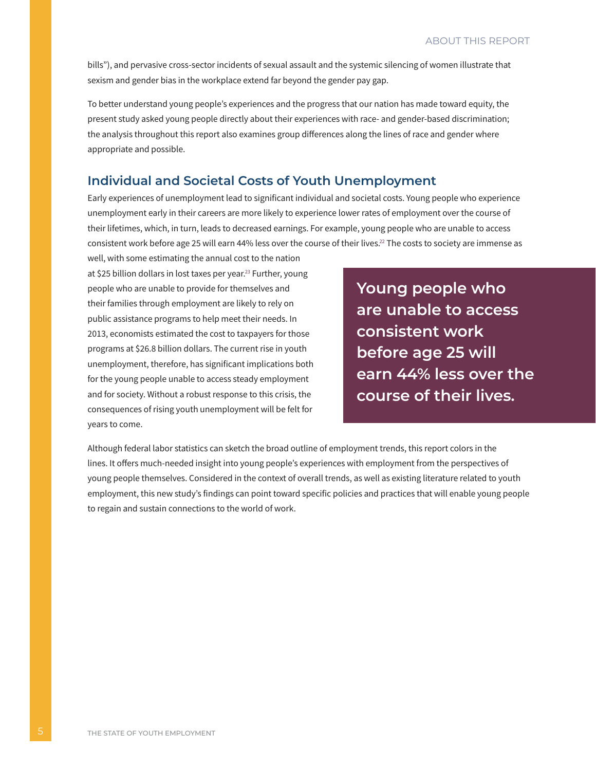bills"), and pervasive cross-sector incidents of sexual assault and the systemic silencing of women illustrate that sexism and gender bias in the workplace extend far beyond the gender pay gap.

To better understand young people's experiences and the progress that our nation has made toward equity, the present study asked young people directly about their experiences with race- and gender-based discrimination; the analysis throughout this report also examines group differences along the lines of race and gender where appropriate and possible.

## Individual and Societal Costs of Youth Unemployment

Early experiences of unemployment lead to significant individual and societal costs. Young people who experience unemployment early in their careers are more likely to experience lower rates of employment over the course of their lifetimes, which, in turn, leads to decreased earnings. For example, young people who are unable to access consistent work before age 25 will earn 44% less over the course of their lives.[22] The costs to society are immense as well, with some estimating the annual cost to the nation at $25 billion dollars in lost taxes per year.[23] Further, young people who are unable to provide for themselves and their families through employment are likely to rely on public assistance programs to help meet their needs. In 2013, economists estimated the cost to taxpayers for those programs at $26.8 billion dollars. The current rise in youth unemployment, therefore, has significant implications both for the young people unable to access steady employment and for society. Without a robust response to this crisis, the consequences of rising youth unemployment will be felt for years to come.

**Young people who are unable to access consistent work before age 25 will earn 44% less over the course of their lives.**

Although federal labor statistics can sketch the broad outline of employment trends, this report colors in the lines. It offers much-needed insight into young people's experiences with employment from the perspectives of young people themselves. Considered in the context of overall trends, as well as existing literature related to youth employment, this new study's findings can point toward specific policies and practices that will enable young people to regain and sustain connections to the world of work.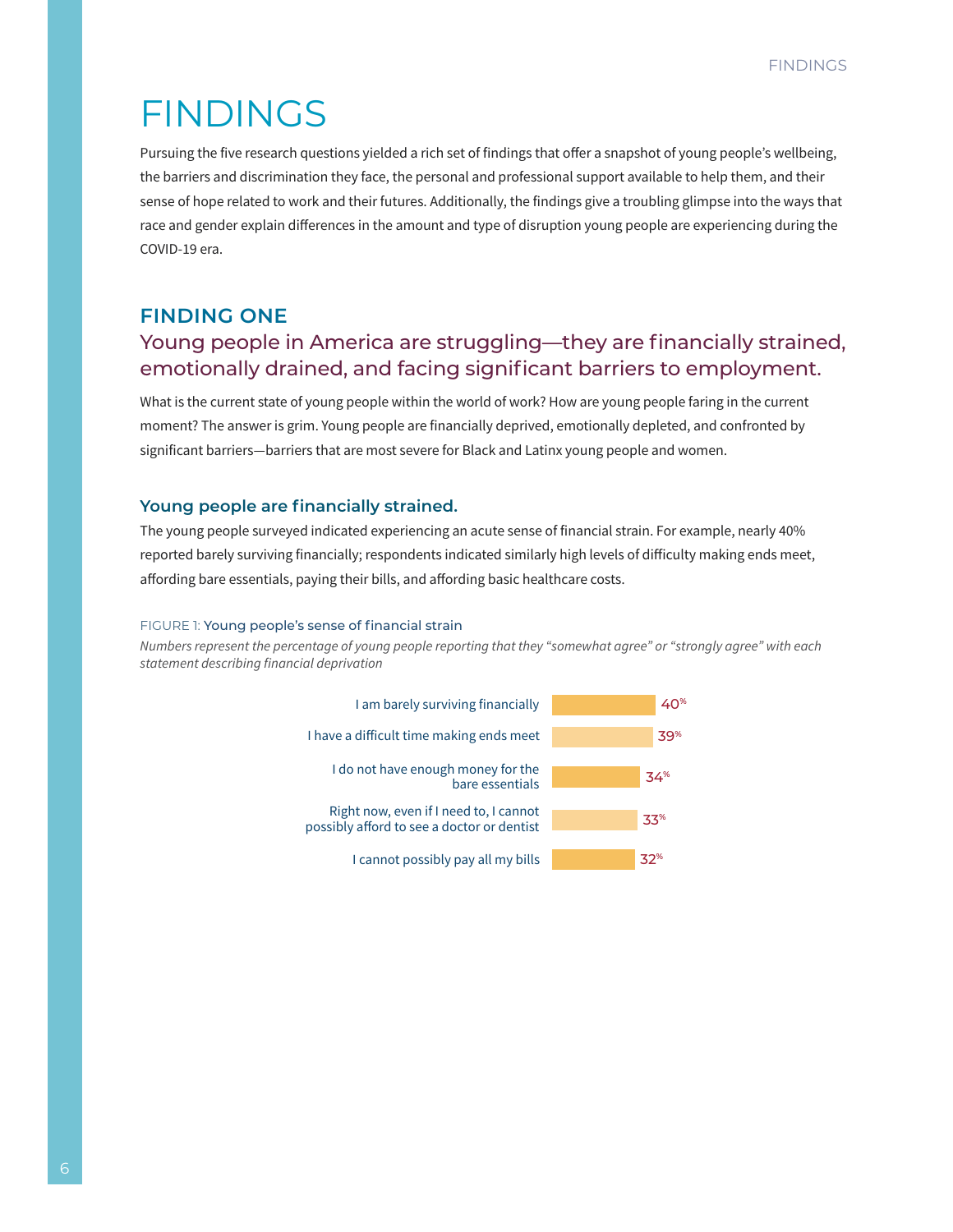# FINDINGS

Pursuing the five research questions yielded a rich set of findings that offer a snapshot of young people's wellbeing, the barriers and discrimination they face, the personal and professional support available to help them, and their sense of hope related to work and their futures. Additionally, the findings give a troubling glimpse into the ways that race and gender explain differences in the amount and type of disruption young people are experiencing during the COVID-19 era.

## FINDING ONE

### Young people in America are struggling—they are financially strained, emotionally drained, and facing significant barriers to employment.

What is the current state of young people within the world of work? How are young people faring in the current moment? The answer is grim. Young people are financially deprived, emotionally depleted, and confronted by significant barriers—barriers that are most severe for Black and Latinx young people and women.

### Young people are financially strained.

The young people surveyed indicated experiencing an acute sense of financial strain. For example, nearly 40% reported barely surviving financially; respondents indicated similarly high levels of difficulty making ends meet, affording bare essentials, paying their bills, and affording basic healthcare costs.

FIGURE 1: Young people's sense of financial strain

*Numbers represent the percentage of young people reporting that they "somewhat agree" or "strongly agree" with each statement describing financial deprivation*

| Statement | Percentage |
|---|---|
| I am barely surviving financially | 40% |
| I have a difficult time making ends meet | 39% |
| I do not have enough money for the bare essentials | 34% |
| Right now, even if I need to, I cannot possibly afford to see a doctor or dentist | 33% |
| I cannot possibly pay all my bills | 32% |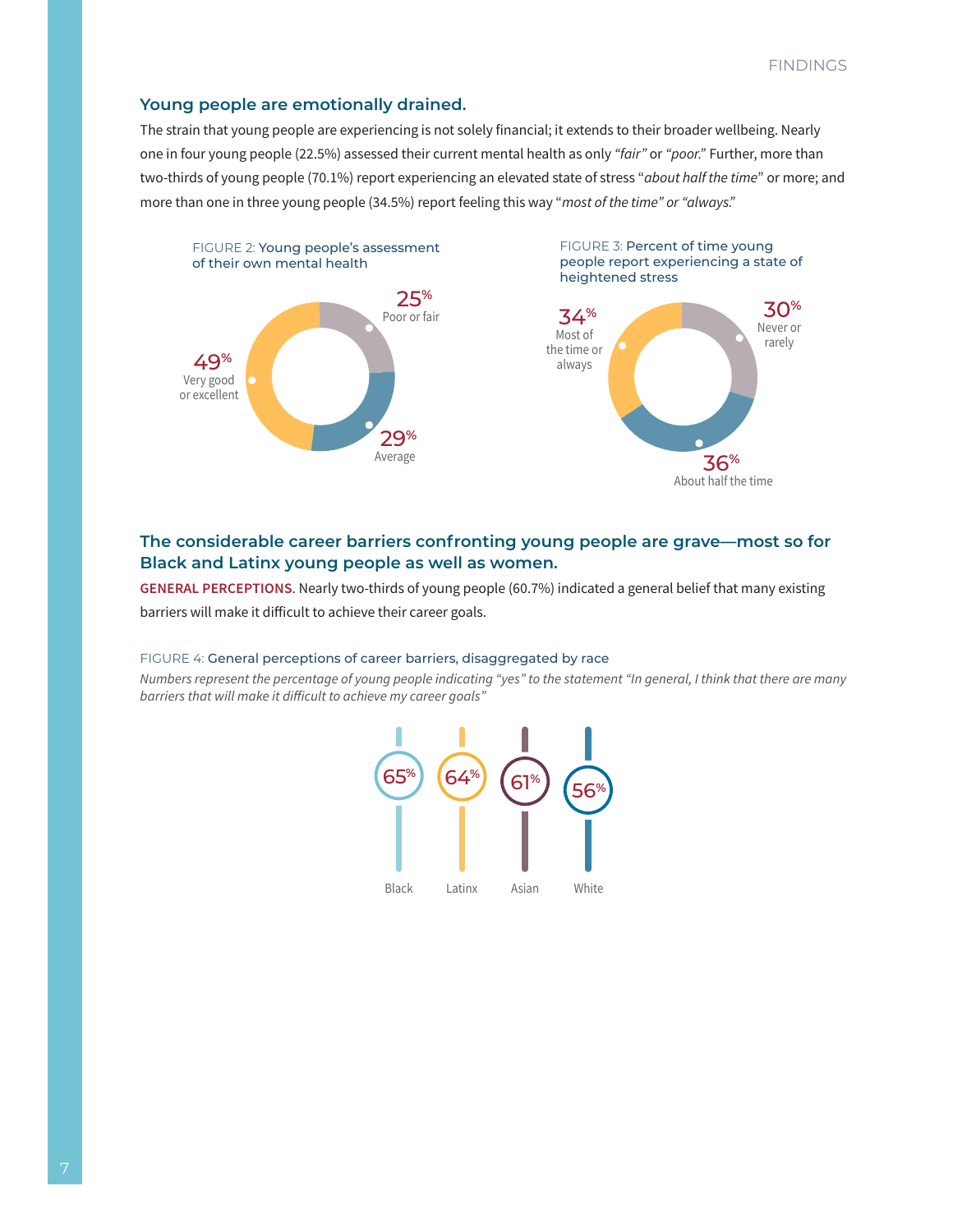## Young people are emotionally drained.

The strain that young people are experiencing is not solely financial; it extends to their broader wellbeing. Nearly one in four young people (22.5%) assessed their current mental health as only *"fair"* or *"poor."* Further, more than two-thirds of young people (70.1%) report experiencing an elevated state of stress "*about half the time*" or more; and more than one in three young people (34.5%) report feeling this way "*most of the time" or "always."*

FIGURE 2: Young people's assessment of their own mental health

| Assessment | Percent |
|---|---|
| Poor or fair | 25% |
| Average | 29% |
| Very good or excellent | 49% |

FIGURE 3: Percent of time young people report experiencing a state of heightened stress

| Frequency | Percent |
|---|---|
| Never or rarely | 30% |
| About half the time | 36% |
| Most of the time or always | 34% |

## The considerable career barriers confronting young people are grave—most so for Black and Latinx young people as well as women.

**GENERAL PERCEPTIONS**. Nearly two-thirds of young people (60.7%) indicated a general belief that many existing barriers will make it difficult to achieve their career goals.

FIGURE 4: General perceptions of career barriers, disaggregated by race

*Numbers represent the percentage of young people indicating "yes" to the statement "In general, I think that there are many barriers that will make it difficult to achieve my career goals"*

| Black | Latinx | Asian | White |
|---|---|---|---|
| 65% | 64% | 61% | 56% |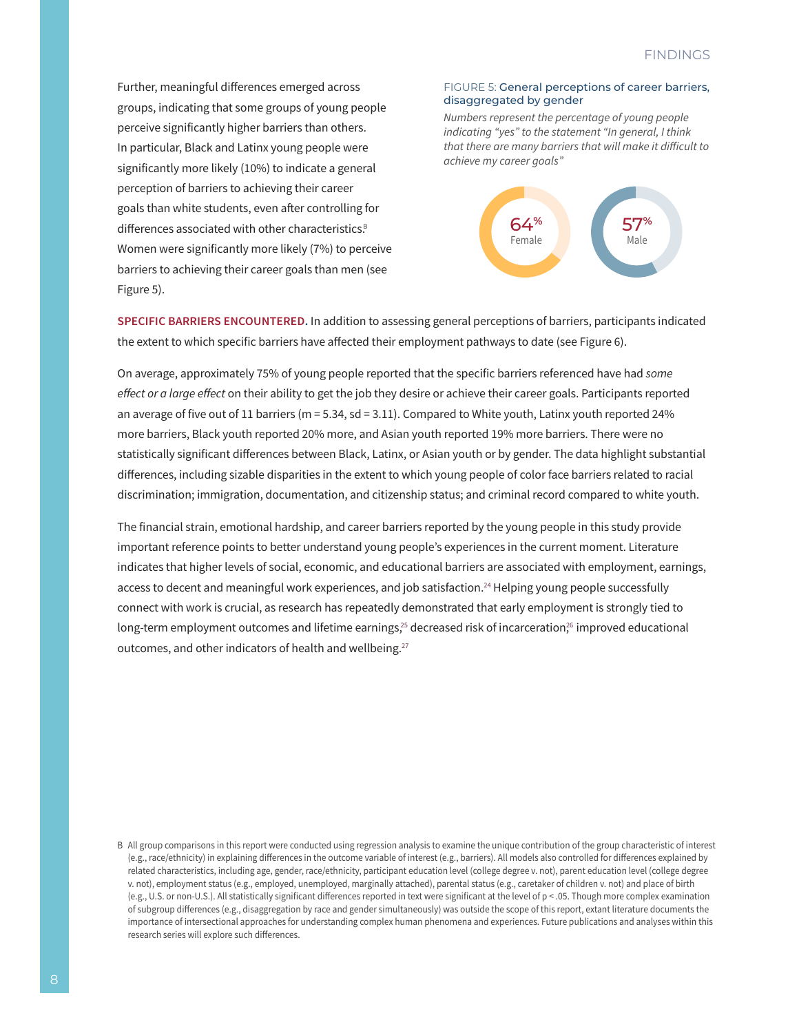Further, meaningful differences emerged across groups, indicating that some groups of young people perceive significantly higher barriers than others. In particular, Black and Latinx young people were significantly more likely (10%) to indicate a general perception of barriers to achieving their career goals than white students, even after controlling for differences associated with other characteristics.[B] Women were significantly more likely (7%) to perceive barriers to achieving their career goals than men (see Figure 5).

FIGURE 5: General perceptions of career barriers, disaggregated by gender

*Numbers represent the percentage of young people indicating "yes" to the statement "In general, I think that there are many barriers that will make it difficult to achieve my career goals"*

64% Female

57% Male

**SPECIFIC BARRIERS ENCOUNTERED.** In addition to assessing general perceptions of barriers, participants indicated the extent to which specific barriers have affected their employment pathways to date (see Figure 6).

On average, approximately 75% of young people reported that the specific barriers referenced have had *some effect or a large effect* on their ability to get the job they desire or achieve their career goals. Participants reported an average of five out of 11 barriers (m = 5.34, sd = 3.11). Compared to White youth, Latinx youth reported 24% more barriers, Black youth reported 20% more, and Asian youth reported 19% more barriers. There were no statistically significant differences between Black, Latinx, or Asian youth or by gender. The data highlight substantial differences, including sizable disparities in the extent to which young people of color face barriers related to racial discrimination; immigration, documentation, and citizenship status; and criminal record compared to white youth.

The financial strain, emotional hardship, and career barriers reported by the young people in this study provide important reference points to better understand young people's experiences in the current moment. Literature indicates that higher levels of social, economic, and educational barriers are associated with employment, earnings, access to decent and meaningful work experiences, and job satisfaction.[24] Helping young people successfully connect with work is crucial, as research has repeatedly demonstrated that early employment is strongly tied to long-term employment outcomes and lifetime earnings,[25] decreased risk of incarceration,[26] improved educational outcomes, and other indicators of health and wellbeing.[27]

B All group comparisons in this report were conducted using regression analysis to examine the unique contribution of the group characteristic of interest (e.g., race/ethnicity) in explaining differences in the outcome variable of interest (e.g., barriers). All models also controlled for differences explained by related characteristics, including age, gender, race/ethnicity, participant education level (college degree v. not), parent education level (college degree v. not), employment status (e.g., employed, unemployed, marginally attached), parental status (e.g., caretaker of children v. not) and place of birth (e.g., U.S. or non-U.S.). All statistically significant differences reported in text were significant at the level of $p < .05$. Though more complex examination of subgroup differences (e.g., disaggregation by race and gender simultaneously) was outside the scope of this report, extant literature documents the importance of intersectional approaches for understanding complex human phenomena and experiences. Future publications and analyses within this research series will explore such differences.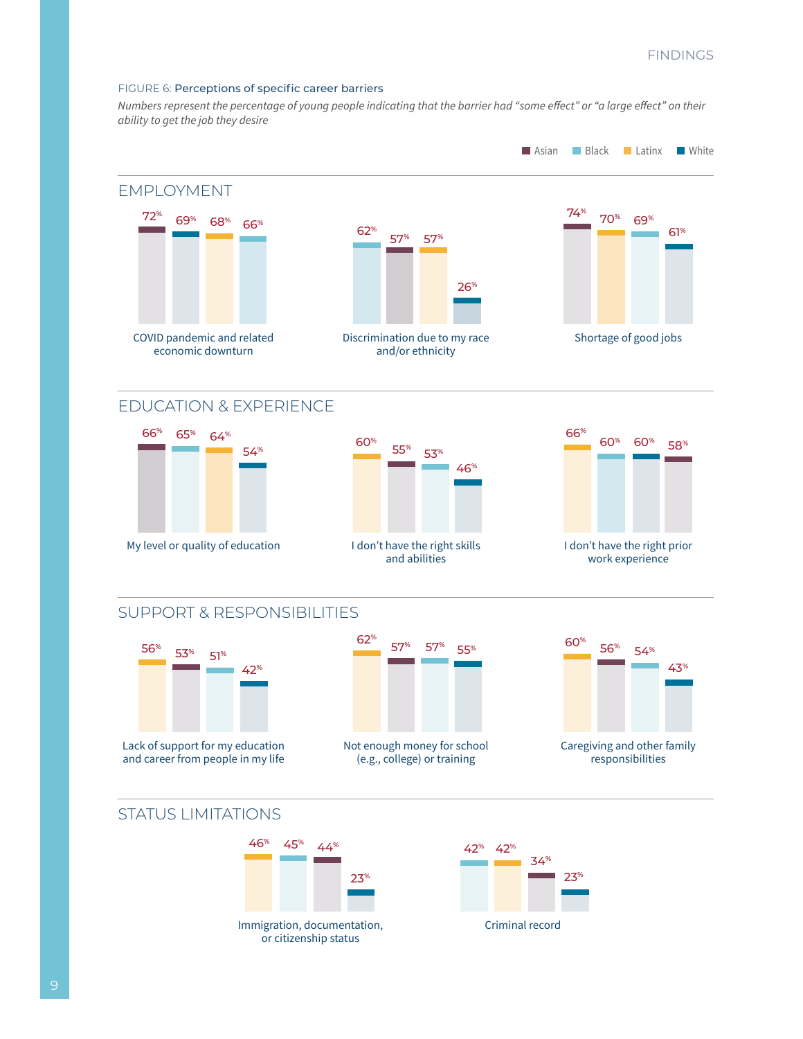FIGURE 6: **Perceptions of specific career barriers**

*Numbers represent the percentage of young people indicating that the barrier had "some effect" or "a large effect" on their ability to get the job they desire*

| Barrier | Asian | Black | Latinx | White |
|---|---|---|---|---|
| **EMPLOYMENT** | | | | |
| COVID pandemic and related economic downturn | 72% | 66% | 68% | 69% |
| Discrimination due to my race and/or ethnicity | 57% | 62% | 57% | 26% |
| Shortage of good jobs | 74% | 69% | 70% | 61% |
| **EDUCATION & EXPERIENCE** | | | | |
| My level or quality of education | 66% | 65% | 64% | 54% |
| I don't have the right skills and abilities | 55% | 53% | 60% | 46% |
| I don't have the right prior work experience | 58% | 60% | 66% | 60% |
| **SUPPORT & RESPONSIBILITIES** | | | | |
| Lack of support for my education and career from people in my life | 53% | 51% | 56% | 42% |
| Not enough money for school (e.g., college) or training | 57% | 57% | 62% | 55% |
| Caregiving and other family responsibilities | 56% | 54% | 60% | 43% |
| **STATUS LIMITATIONS** | | | | |
| Immigration, documentation, or citizenship status | 44% | 45% | 46% | 23% |
| Criminal record | 34% | 42% | 42% | 23% |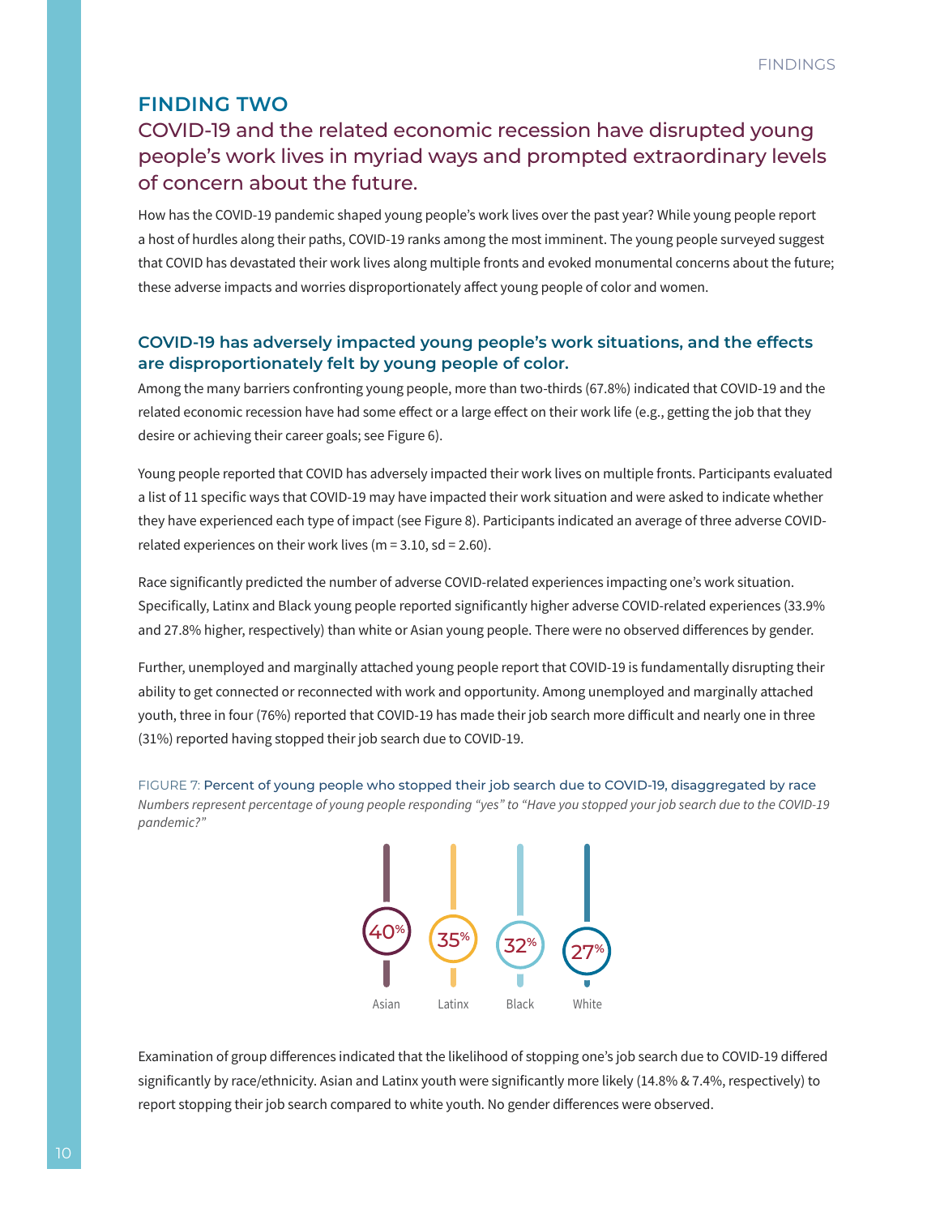## FINDING TWO

### COVID-19 and the related economic recession have disrupted young people's work lives in myriad ways and prompted extraordinary levels of concern about the future.

How has the COVID-19 pandemic shaped young people's work lives over the past year? While young people report a host of hurdles along their paths, COVID-19 ranks among the most imminent. The young people surveyed suggest that COVID has devastated their work lives along multiple fronts and evoked monumental concerns about the future; these adverse impacts and worries disproportionately affect young people of color and women.

### COVID-19 has adversely impacted young people's work situations, and the effects are disproportionately felt by young people of color.

Among the many barriers confronting young people, more than two-thirds (67.8%) indicated that COVID-19 and the related economic recession have had some effect or a large effect on their work life (e.g., getting the job that they desire or achieving their career goals; see Figure 6).

Young people reported that COVID has adversely impacted their work lives on multiple fronts. Participants evaluated a list of 11 specific ways that COVID-19 may have impacted their work situation and were asked to indicate whether they have experienced each type of impact (see Figure 8). Participants indicated an average of three adverse COVID-related experiences on their work lives ($m = 3.10$, $sd = 2.60$).

Race significantly predicted the number of adverse COVID-related experiences impacting one's work situation. Specifically, Latinx and Black young people reported significantly higher adverse COVID-related experiences (33.9% and 27.8% higher, respectively) than white or Asian young people. There were no observed differences by gender.

Further, unemployed and marginally attached young people report that COVID-19 is fundamentally disrupting their ability to get connected or reconnected with work and opportunity. Among unemployed and marginally attached youth, three in four (76%) reported that COVID-19 has made their job search more difficult and nearly one in three (31%) reported having stopped their job search due to COVID-19.

FIGURE 7: Percent of young people who stopped their job search due to COVID-19, disaggregated by race

*Numbers represent percentage of young people responding "yes" to "Have you stopped your job search due to the COVID-19 pandemic?"*

| Asian | Latinx | Black | White |
|---|---|---|---|
| 40% | 35% | 32% | 27% |

Examination of group differences indicated that the likelihood of stopping one's job search due to COVID-19 differed significantly by race/ethnicity. Asian and Latinx youth were significantly more likely (14.8% & 7.4%, respectively) to report stopping their job search compared to white youth. No gender differences were observed.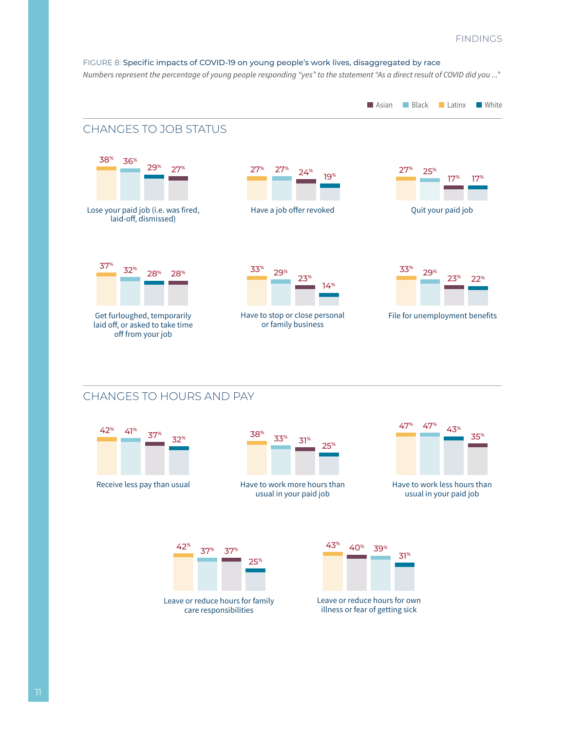FIGURE 8: Specific impacts of COVID-19 on young people's work lives, disaggregated by race

*Numbers represent the percentage of young people responding "yes" to the statement "As a direct result of COVID did you ..."*

## CHANGES TO JOB STATUS

| | Asian | Black | Latinx | White |
|---|---|---|---|---|
| Lose your paid job (i.e. was fired, laid-off, dismissed) | 27% | 36% | 38% | 29% |
| Have a job offer revoked | 24% | 27% | 27% | 19% |
| Quit your paid job | 17% | 25% | 27% | 17% |
| Get furloughed, temporarily laid off, or asked to take time off from your job | 28% | 32% | 37% | 28% |
| Have to stop or close personal or family business | 23% | 29% | 33% | 14% |
| File for unemployment benefits | 23% | 29% | 33% | 22% |

## CHANGES TO HOURS AND PAY

| | Asian | Black | Latinx | White |
|---|---|---|---|---|
| Receive less pay than usual | 37% | 41% | 42% | 32% |
| Have to work more hours than usual in your paid job | 31% | 33% | 38% | 25% |
| Have to work less hours than usual in your paid job | 35% | 47% | 47% | 43% |
| Leave or reduce hours for family care responsibilities | 37% | 37% | 42% | 25% |
| Leave or reduce hours for own illness or fear of getting sick | 40% | 39% | 43% | 31% |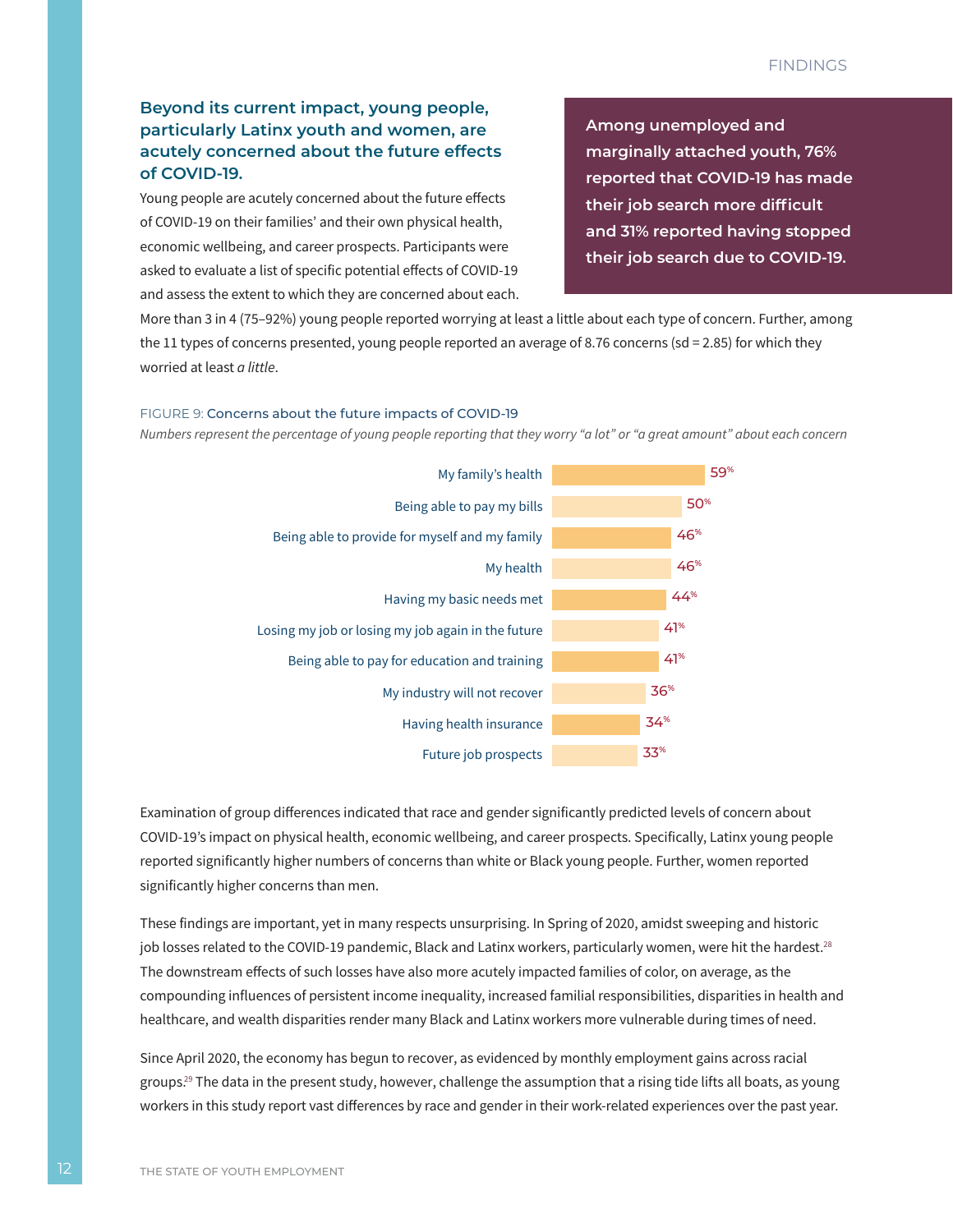### Beyond its current impact, young people, particularly Latinx youth and women, are acutely concerned about the future effects of COVID-19.

Young people are acutely concerned about the future effects of COVID-19 on their families' and their own physical health, economic wellbeing, and career prospects. Participants were asked to evaluate a list of specific potential effects of COVID-19 and assess the extent to which they are concerned about each. More than 3 in 4 (75–92%) young people reported worrying at least a little about each type of concern. Further, among the 11 types of concerns presented, young people reported an average of 8.76 concerns (sd = 2.85) for which they worried at least *a little*.

**Among unemployed and marginally attached youth, 76% reported that COVID-19 has made their job search more difficult and 31% reported having stopped their job search due to COVID-19.**

FIGURE 9: Concerns about the future impacts of COVID-19

*Numbers represent the percentage of young people reporting that they worry "a lot" or "a great amount" about each concern*

| Concern | % |
| --- | --- |
| My family's health | 59% |
| Being able to pay my bills | 50% |
| Being able to provide for myself and my family | 46% |
| My health | 46% |
| Having my basic needs met | 44% |
| Losing my job or losing my job again in the future | 41% |
| Being able to pay for education and training | 41% |
| My industry will not recover | 36% |
| Having health insurance | 34% |
| Future job prospects | 33% |

Examination of group differences indicated that race and gender significantly predicted levels of concern about COVID-19's impact on physical health, economic wellbeing, and career prospects. Specifically, Latinx young people reported significantly higher numbers of concerns than white or Black young people. Further, women reported significantly higher concerns than men.

These findings are important, yet in many respects unsurprising. In Spring of 2020, amidst sweeping and historic job losses related to the COVID-19 pandemic, Black and Latinx workers, particularly women, were hit the hardest.[28] The downstream effects of such losses have also more acutely impacted families of color, on average, as the compounding influences of persistent income inequality, increased familial responsibilities, disparities in health and healthcare, and wealth disparities render many Black and Latinx workers more vulnerable during times of need.

Since April 2020, the economy has begun to recover, as evidenced by monthly employment gains across racial groups.[29] The data in the present study, however, challenge the assumption that a rising tide lifts all boats, as young workers in this study report vast differences by race and gender in their work-related experiences over the past year.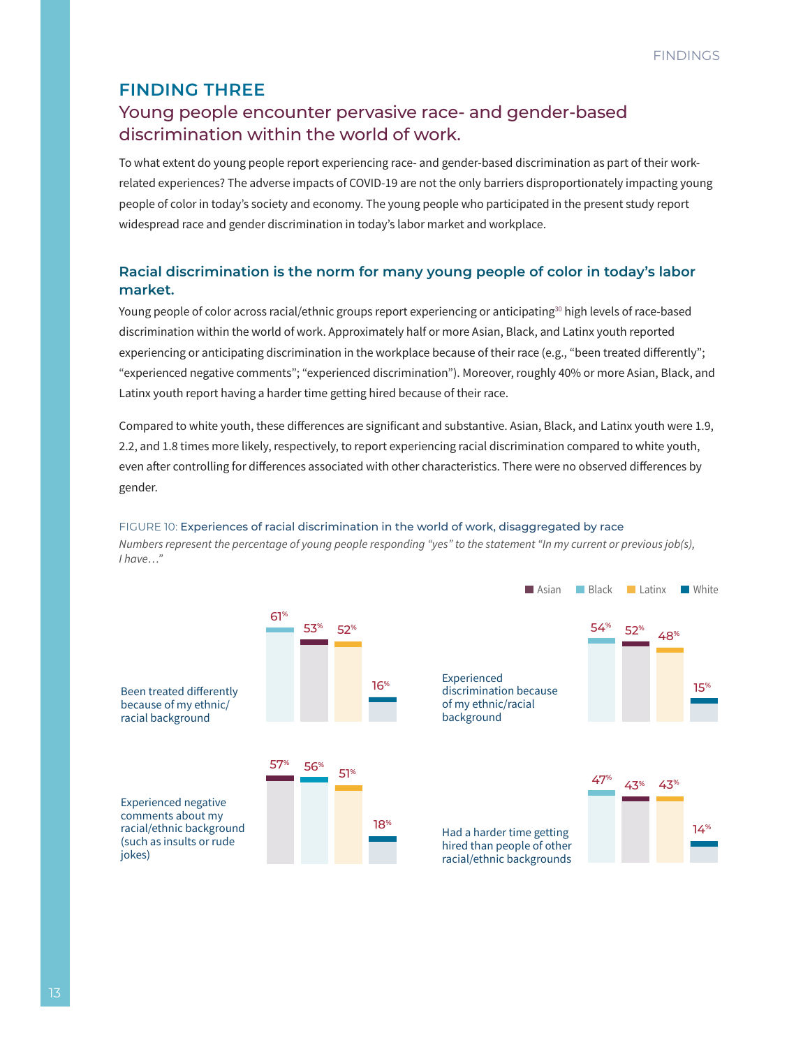## FINDING THREE

### Young people encounter pervasive race- and gender-based discrimination within the world of work.

To what extent do young people report experiencing race- and gender-based discrimination as part of their work-related experiences? The adverse impacts of COVID-19 are not the only barriers disproportionately impacting young people of color in today's society and economy. The young people who participated in the present study report widespread race and gender discrimination in today's labor market and workplace.

### Racial discrimination is the norm for many young people of color in today's labor market.

Young people of color across racial/ethnic groups report experiencing or anticipating[30] high levels of race-based discrimination within the world of work. Approximately half or more Asian, Black, and Latinx youth reported experiencing or anticipating discrimination in the workplace because of their race (e.g., "been treated differently"; "experienced negative comments"; "experienced discrimination"). Moreover, roughly 40% or more Asian, Black, and Latinx youth report having a harder time getting hired because of their race.

Compared to white youth, these differences are significant and substantive. Asian, Black, and Latinx youth were 1.9, 2.2, and 1.8 times more likely, respectively, to report experiencing racial discrimination compared to white youth, even after controlling for differences associated with other characteristics. There were no observed differences by gender.

FIGURE 10: Experiences of racial discrimination in the world of work, disaggregated by race

*Numbers represent the percentage of young people responding "yes" to the statement "In my current or previous job(s), I have…"*

| In my current or previous job(s), I have… | Asian | Black | Latinx | White |
|---|---|---|---|---|
| Been treated differently because of my ethnic/racial background | 53% | 61% | 52% | 16% |
| Experienced discrimination because of my ethnic/racial background | 52% | 54% | 48% | 15% |
| Experienced negative comments about my racial/ethnic background (such as insults or rude jokes) | 57% | 56% | 51% | 18% |
| Had a harder time getting hired than people of other racial/ethnic backgrounds | 43% | 47% | 43% | 14% |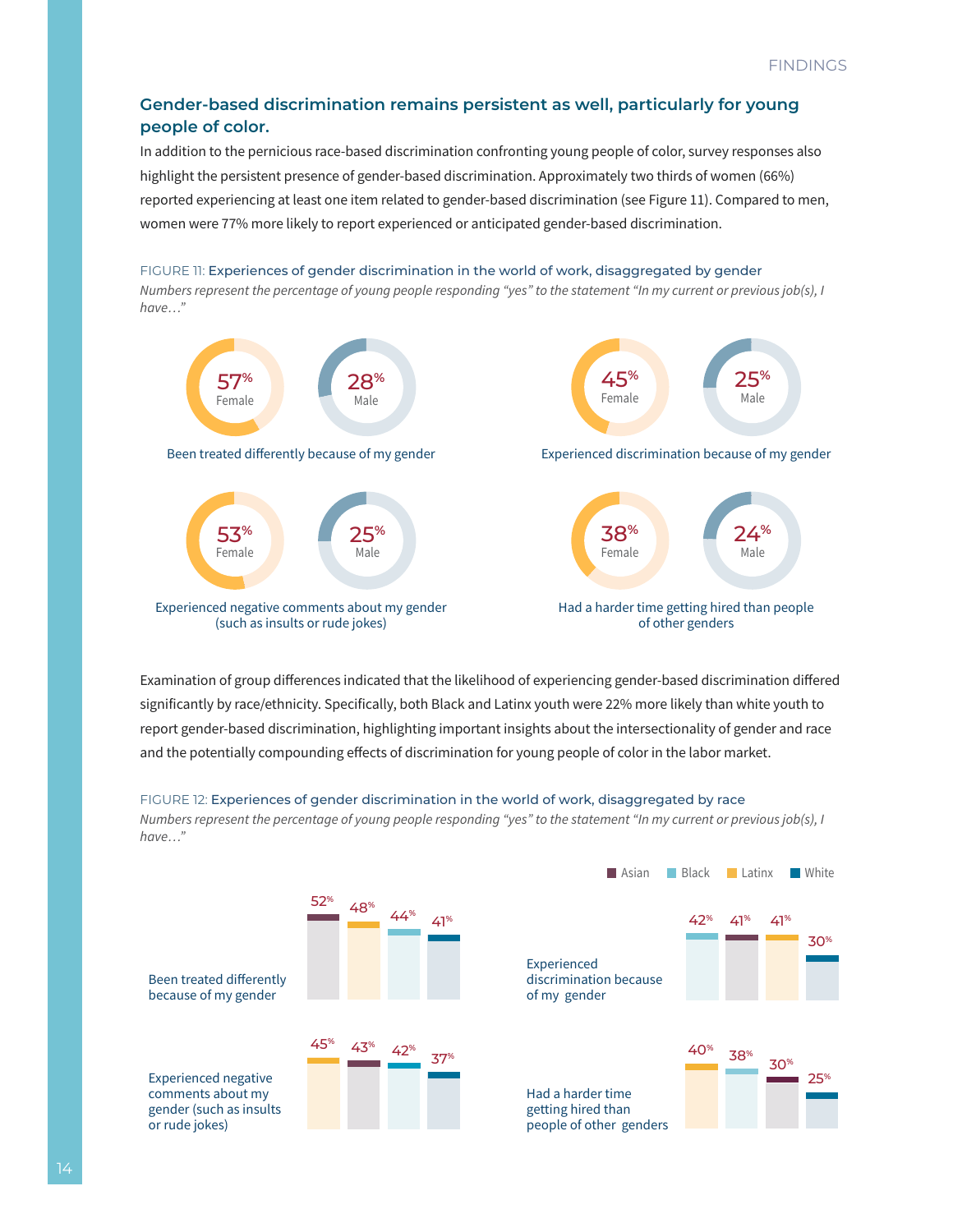## Gender-based discrimination remains persistent as well, particularly for young people of color.

In addition to the pernicious race-based discrimination confronting young people of color, survey responses also highlight the persistent presence of gender-based discrimination. Approximately two thirds of women (66%) reported experiencing at least one item related to gender-based discrimination (see Figure 11). Compared to men, women were 77% more likely to report experienced or anticipated gender-based discrimination.

FIGURE 11: Experiences of gender discrimination in the world of work, disaggregated by gender

*Numbers represent the percentage of young people responding "yes" to the statement "In my current or previous job(s), I have…"*

| Statement | Female | Male |
|---|---|---|
| Been treated differently because of my gender | 57% | 28% |
| Experienced discrimination because of my gender | 45% | 25% |
| Experienced negative comments about my gender (such as insults or rude jokes) | 53% | 25% |
| Had a harder time getting hired than people of other genders | 38% | 24% |

Examination of group differences indicated that the likelihood of experiencing gender-based discrimination differed significantly by race/ethnicity. Specifically, both Black and Latinx youth were 22% more likely than white youth to report gender-based discrimination, highlighting important insights about the intersectionality of gender and race and the potentially compounding effects of discrimination for young people of color in the labor market.

FIGURE 12: Experiences of gender discrimination in the world of work, disaggregated by race

*Numbers represent the percentage of young people responding "yes" to the statement "In my current or previous job(s), I have…"*

| Statement | Asian | Black | Latinx | White |
|---|---|---|---|---|
| Been treated differently because of my gender | 52% | 44% | 48% | 41% |
| Experienced discrimination because of my gender | 41% | 42% | 41% | 30% |
| Experienced negative comments about my gender (such as insults or rude jokes) | 43% | 42% | 45% | 37% |
| Had a harder time getting hired than people of other genders | 30% | 38% | 40% | 25% |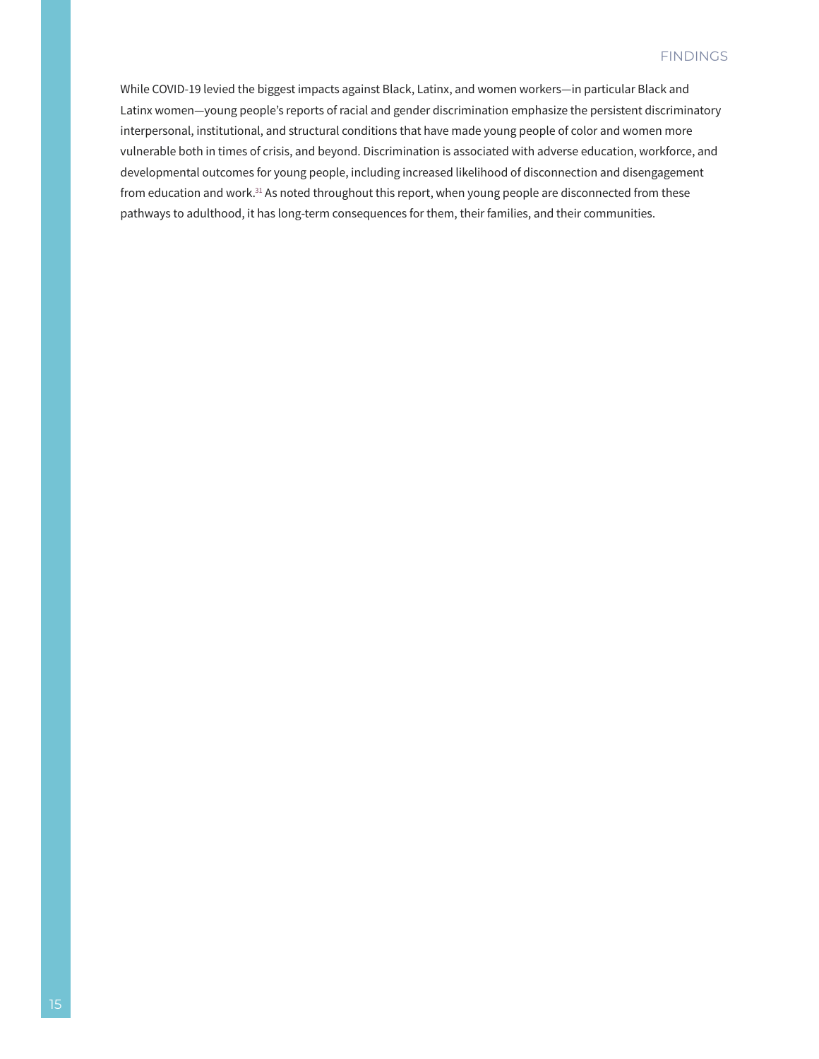While COVID-19 levied the biggest impacts against Black, Latinx, and women workers—in particular Black and Latinx women—young people's reports of racial and gender discrimination emphasize the persistent discriminatory interpersonal, institutional, and structural conditions that have made young people of color and women more vulnerable both in times of crisis, and beyond. Discrimination is associated with adverse education, workforce, and developmental outcomes for young people, including increased likelihood of disconnection and disengagement from education and work.[31] As noted throughout this report, when young people are disconnected from these pathways to adulthood, it has long-term consequences for them, their families, and their communities.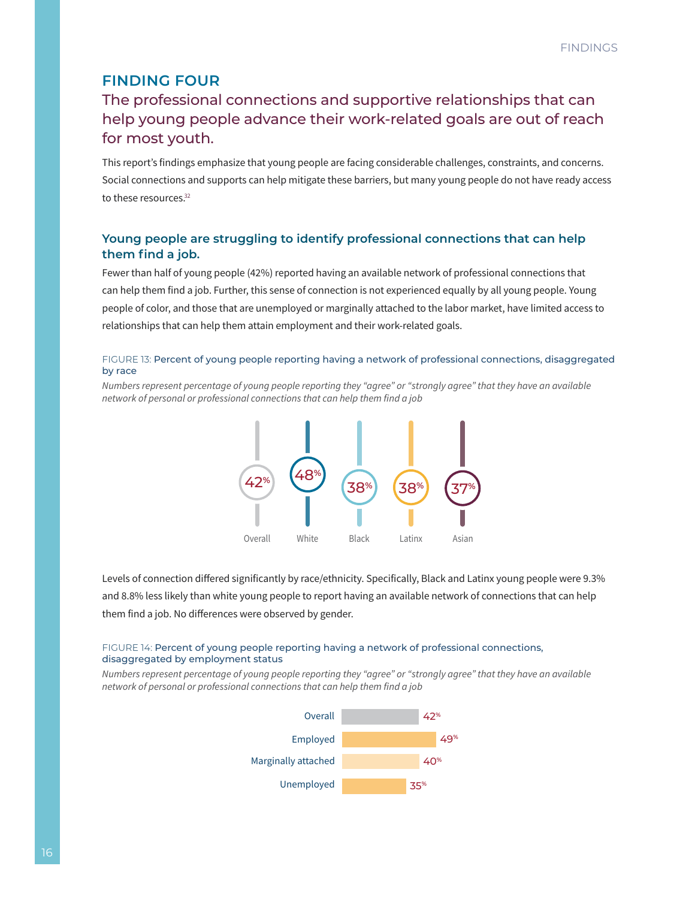## FINDING FOUR

### The professional connections and supportive relationships that can help young people advance their work-related goals are out of reach for most youth.

This report's findings emphasize that young people are facing considerable challenges, constraints, and concerns. Social connections and supports can help mitigate these barriers, but many young people do not have ready access to these resources.[32]

### Young people are struggling to identify professional connections that can help them find a job.

Fewer than half of young people (42%) reported having an available network of professional connections that can help them find a job. Further, this sense of connection is not experienced equally by all young people. Young people of color, and those that are unemployed or marginally attached to the labor market, have limited access to relationships that can help them attain employment and their work-related goals.

FIGURE 13: Percent of young people reporting having a network of professional connections, disaggregated by race

*Numbers represent percentage of young people reporting they "agree" or "strongly agree" that they have an available network of personal or professional connections that can help them find a job*

| Overall | White | Black | Latinx | Asian |
|---|---|---|---|---|
| 42% | 48% | 38% | 38% | 37% |

Levels of connection differed significantly by race/ethnicity. Specifically, Black and Latinx young people were 9.3% and 8.8% less likely than white young people to report having an available network of connections that can help them find a job. No differences were observed by gender.

FIGURE 14: Percent of young people reporting having a network of professional connections, disaggregated by employment status

*Numbers represent percentage of young people reporting they "agree" or "strongly agree" that they have an available network of personal or professional connections that can help them find a job*

| Employment status | Percent |
|---|---|
| Overall | 42% |
| Employed | 49% |
| Marginally attached | 40% |
| Unemployed | 35% |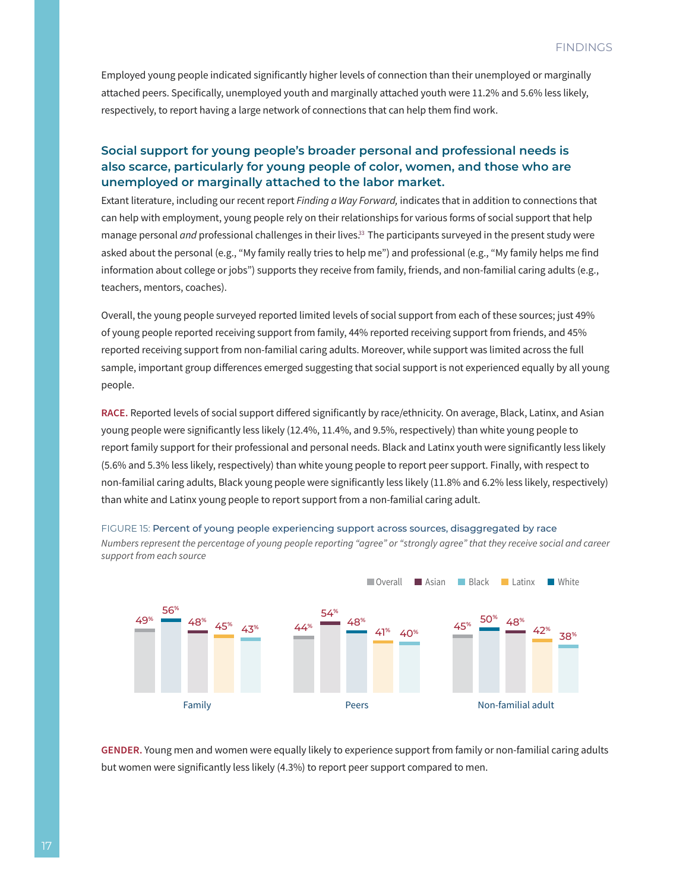Employed young people indicated significantly higher levels of connection than their unemployed or marginally attached peers. Specifically, unemployed youth and marginally attached youth were 11.2% and 5.6% less likely, respectively, to report having a large network of connections that can help them find work.

### Social support for young people's broader personal and professional needs is also scarce, particularly for young people of color, women, and those who are unemployed or marginally attached to the labor market.

Extant literature, including our recent report *Finding a Way Forward,* indicates that in addition to connections that can help with employment, young people rely on their relationships for various forms of social support that help manage personal *and* professional challenges in their lives.[33] The participants surveyed in the present study were asked about the personal (e.g., "My family really tries to help me") and professional (e.g., "My family helps me find information about college or jobs") supports they receive from family, friends, and non-familial caring adults (e.g., teachers, mentors, coaches).

Overall, the young people surveyed reported limited levels of social support from each of these sources; just 49% of young people reported receiving support from family, 44% reported receiving support from friends, and 45% reported receiving support from non-familial caring adults. Moreover, while support was limited across the full sample, important group differences emerged suggesting that social support is not experienced equally by all young people.

**RACE.** Reported levels of social support differed significantly by race/ethnicity. On average, Black, Latinx, and Asian young people were significantly less likely (12.4%, 11.4%, and 9.5%, respectively) than white young people to report family support for their professional and personal needs. Black and Latinx youth were significantly less likely (5.6% and 5.3% less likely, respectively) than white young people to report peer support. Finally, with respect to non-familial caring adults, Black young people were significantly less likely (11.8% and 6.2% less likely, respectively) than white and Latinx young people to report support from a non-familial caring adult.

FIGURE 15: Percent of young people experiencing support across sources, disaggregated by race

*Numbers represent the percentage of young people reporting "agree" or "strongly agree" that they receive social and career support from each source*

| | Overall | Asian | Black | Latinx | White |
|---|---|---|---|---|---|
| Family | 49% | 48% | 43% | 45% | 56% |
| Peers | 44% | 54% | 40% | 41% | 48% |
| Non-familial adult | 45% | 48% | 38% | 42% | 50% |

**GENDER.** Young men and women were equally likely to experience support from family or non-familial caring adults but women were significantly less likely (4.3%) to report peer support compared to men.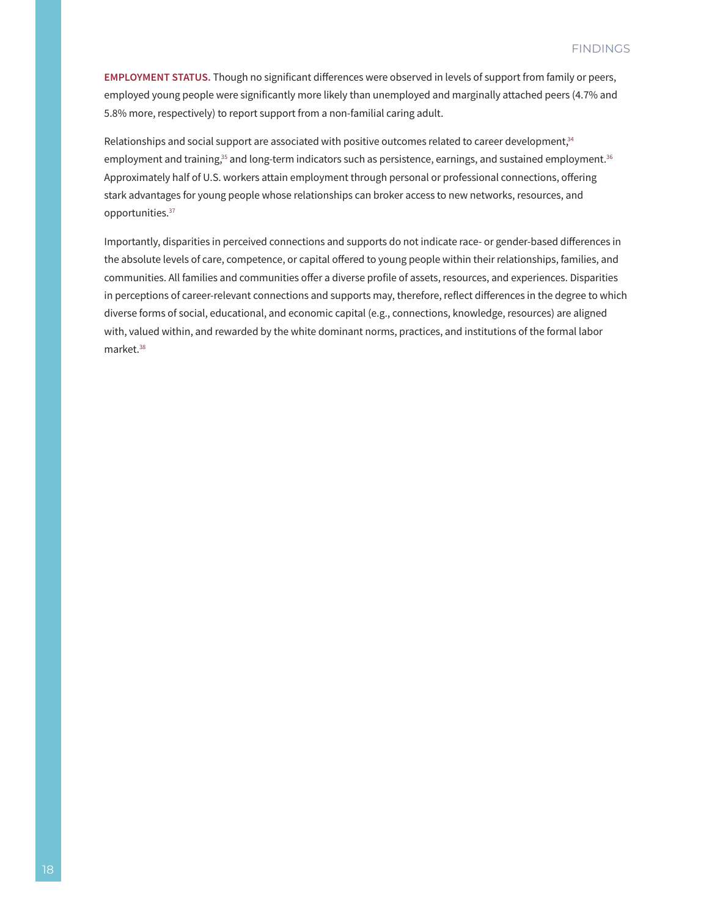**EMPLOYMENT STATUS.** Though no significant differences were observed in levels of support from family or peers, employed young people were significantly more likely than unemployed and marginally attached peers (4.7% and 5.8% more, respectively) to report support from a non-familial caring adult.

Relationships and social support are associated with positive outcomes related to career development,[34] employment and training,[35] and long-term indicators such as persistence, earnings, and sustained employment.[36] Approximately half of U.S. workers attain employment through personal or professional connections, offering stark advantages for young people whose relationships can broker access to new networks, resources, and opportunities.[37]

Importantly, disparities in perceived connections and supports do not indicate race- or gender-based differences in the absolute levels of care, competence, or capital offered to young people within their relationships, families, and communities. All families and communities offer a diverse profile of assets, resources, and experiences. Disparities in perceptions of career-relevant connections and supports may, therefore, reflect differences in the degree to which diverse forms of social, educational, and economic capital (e.g., connections, knowledge, resources) are aligned with, valued within, and rewarded by the white dominant norms, practices, and institutions of the formal labor market.[38]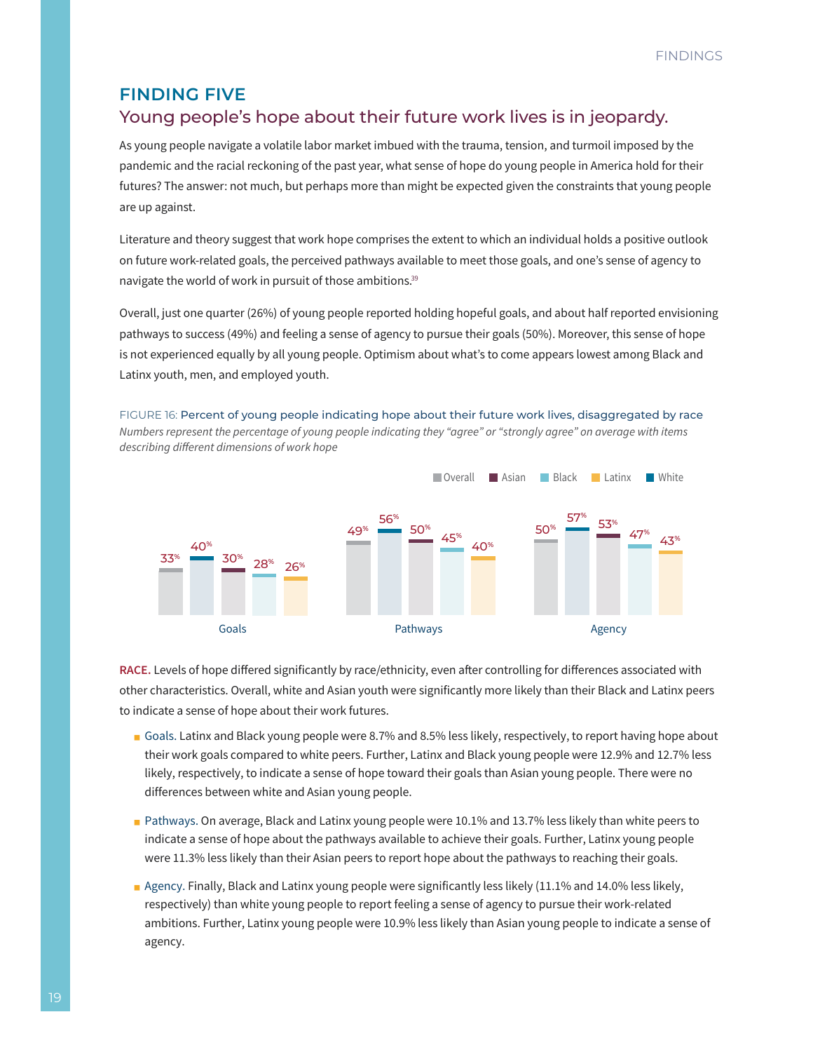## FINDING FIVE

### Young people's hope about their future work lives is in jeopardy.

As young people navigate a volatile labor market imbued with the trauma, tension, and turmoil imposed by the pandemic and the racial reckoning of the past year, what sense of hope do young people in America hold for their futures? The answer: not much, but perhaps more than might be expected given the constraints that young people are up against.

Literature and theory suggest that work hope comprises the extent to which an individual holds a positive outlook on future work-related goals, the perceived pathways available to meet those goals, and one's sense of agency to navigate the world of work in pursuit of those ambitions.[39]

Overall, just one quarter (26%) of young people reported holding hopeful goals, and about half reported envisioning pathways to success (49%) and feeling a sense of agency to pursue their goals (50%). Moreover, this sense of hope is not experienced equally by all young people. Optimism about what's to come appears lowest among Black and Latinx youth, men, and employed youth.

FIGURE 16: Percent of young people indicating hope about their future work lives, disaggregated by race

*Numbers represent the percentage of young people indicating they "agree" or "strongly agree" on average with items describing different dimensions of work hope*

| | Overall | White | Asian | Black | Latinx |
|---|---|---|---|---|---|
| Goals | 33% | 40% | 30% | 28% | 26% |
| Pathways | 49% | 56% | 50% | 45% | 40% |
| Agency | 50% | 57% | 53% | 47% | 43% |

**RACE.** Levels of hope differed significantly by race/ethnicity, even after controlling for differences associated with other characteristics. Overall, white and Asian youth were significantly more likely than their Black and Latinx peers to indicate a sense of hope about their work futures.

- Goals. Latinx and Black young people were 8.7% and 8.5% less likely, respectively, to report having hope about their work goals compared to white peers. Further, Latinx and Black young people were 12.9% and 12.7% less likely, respectively, to indicate a sense of hope toward their goals than Asian young people. There were no differences between white and Asian young people.
- Pathways. On average, Black and Latinx young people were 10.1% and 13.7% less likely than white peers to indicate a sense of hope about the pathways available to achieve their goals. Further, Latinx young people were 11.3% less likely than their Asian peers to report hope about the pathways to reaching their goals.
- Agency. Finally, Black and Latinx young people were significantly less likely (11.1% and 14.0% less likely, respectively) than white young people to report feeling a sense of agency to pursue their work-related ambitions. Further, Latinx young people were 10.9% less likely than Asian young people to indicate a sense of agency.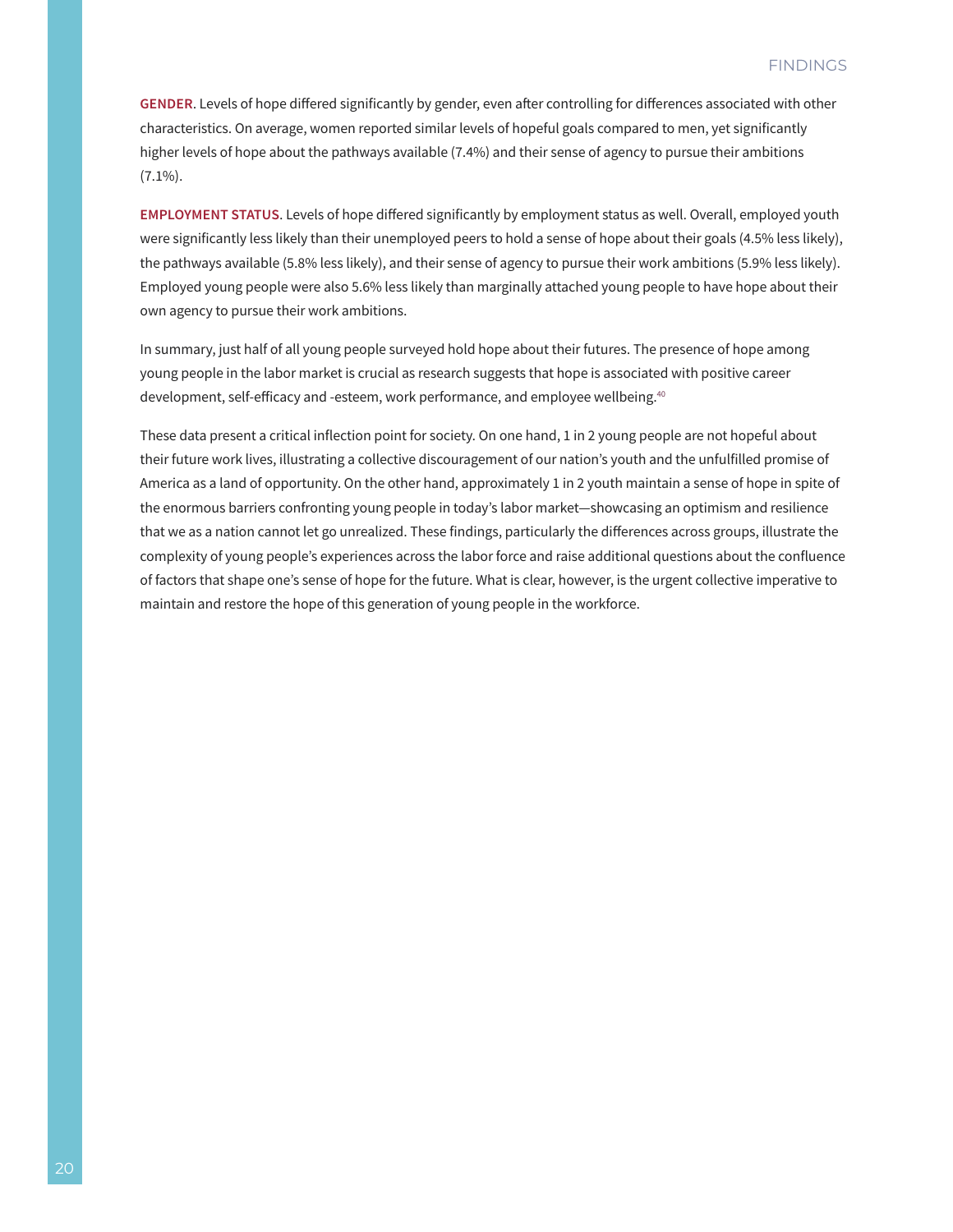**GENDER**. Levels of hope differed significantly by gender, even after controlling for differences associated with other characteristics. On average, women reported similar levels of hopeful goals compared to men, yet significantly higher levels of hope about the pathways available (7.4%) and their sense of agency to pursue their ambitions (7.1%).

**EMPLOYMENT STATUS**. Levels of hope differed significantly by employment status as well. Overall, employed youth were significantly less likely than their unemployed peers to hold a sense of hope about their goals (4.5% less likely), the pathways available (5.8% less likely), and their sense of agency to pursue their work ambitions (5.9% less likely). Employed young people were also 5.6% less likely than marginally attached young people to have hope about their own agency to pursue their work ambitions.

In summary, just half of all young people surveyed hold hope about their futures. The presence of hope among young people in the labor market is crucial as research suggests that hope is associated with positive career development, self-efficacy and -esteem, work performance, and employee wellbeing.[40]

These data present a critical inflection point for society. On one hand, 1 in 2 young people are not hopeful about their future work lives, illustrating a collective discouragement of our nation's youth and the unfulfilled promise of America as a land of opportunity. On the other hand, approximately 1 in 2 youth maintain a sense of hope in spite of the enormous barriers confronting young people in today's labor market—showcasing an optimism and resilience that we as a nation cannot let go unrealized. These findings, particularly the differences across groups, illustrate the complexity of young people's experiences across the labor force and raise additional questions about the confluence of factors that shape one's sense of hope for the future. What is clear, however, is the urgent collective imperative to maintain and restore the hope of this generation of young people in the workforce.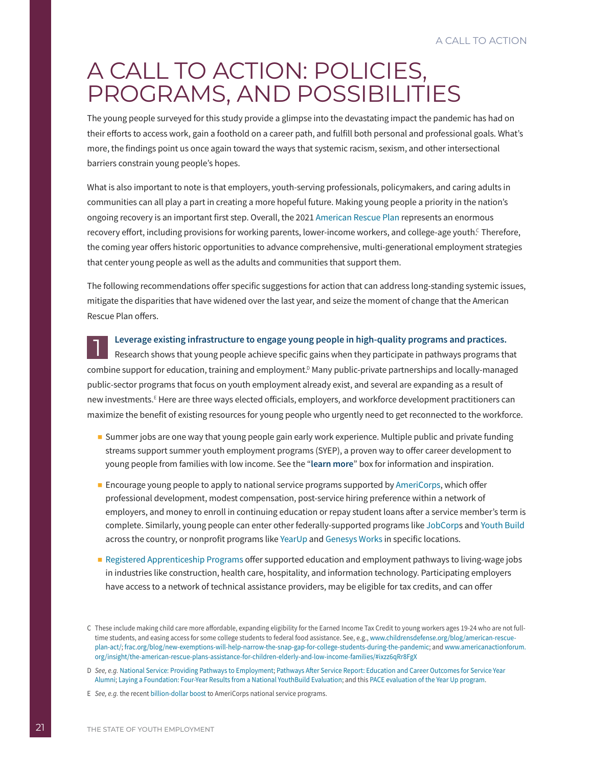# A CALL TO ACTION: POLICIES, PROGRAMS, AND POSSIBILITIES

The young people surveyed for this study provide a glimpse into the devastating impact the pandemic has had on their efforts to access work, gain a foothold on a career path, and fulfill both personal and professional goals. What's more, the findings point us once again toward the ways that systemic racism, sexism, and other intersectional barriers constrain young people's hopes.

What is also important to note is that employers, youth-serving professionals, policymakers, and caring adults in communities can all play a part in creating a more hopeful future. Making young people a priority in the nation's ongoing recovery is an important first step. Overall, the 2021 American Rescue Plan represents an enormous recovery effort, including provisions for working parents, lower-income workers, and college-age youth.[C] Therefore, the coming year offers historic opportunities to advance comprehensive, multi-generational employment strategies that center young people as well as the adults and communities that support them.

The following recommendations offer specific suggestions for action that can address long-standing systemic issues, mitigate the disparities that have widened over the last year, and seize the moment of change that the American Rescue Plan offers.

1 **Leverage existing infrastructure to engage young people in high-quality programs and practices.** Research shows that young people achieve specific gains when they participate in pathways programs that combine support for education, training and employment.[D] Many public-private partnerships and locally-managed public-sector programs that focus on youth employment already exist, and several are expanding as a result of new investments.[E] Here are three ways elected officials, employers, and workforce development practitioners can maximize the benefit of existing resources for young people who urgently need to get reconnected to the workforce.

- Summer jobs are one way that young people gain early work experience. Multiple public and private funding streams support summer youth employment programs (SYEP), a proven way to offer career development to young people from families with low income. See the "**learn more**" box for information and inspiration.
- Encourage young people to apply to national service programs supported by AmeriCorps, which offer professional development, modest compensation, post-service hiring preference within a network of employers, and money to enroll in continuing education or repay student loans after a service member's term is complete. Similarly, young people can enter other federally-supported programs like JobCorps and Youth Build across the country, or nonprofit programs like YearUp and Genesys Works in specific locations.
- Registered Apprenticeship Programs offer supported education and employment pathways to living-wage jobs in industries like construction, health care, hospitality, and information technology. Participating employers have access to a network of technical assistance providers, may be eligible for tax credits, and can offer

C These include making child care more affordable, expanding eligibility for the Earned Income Tax Credit to young workers ages 19-24 who are not full-time students, and easing access for some college students to federal food assistance. See, e.g., www.childrensdefense.org/blog/american-rescue-plan-act/; frac.org/blog/new-exemptions-will-help-narrow-the-snap-gap-for-college-students-during-the-pandemic; and www.americanactionforum.org/insight/the-american-rescue-plans-assistance-for-children-elderly-and-low-income-families/#ixzz6qRr8FgX

D *See, e.g.* National Service: Providing Pathways to Employment; Pathways After Service Report: Education and Career Outcomes for Service Year Alumni; Laying a Foundation: Four-Year Results from a National YouthBuild Evaluation; and this PACE evaluation of the Year Up program.

E *See, e.g.* the recent billion-dollar boost to AmeriCorps national service programs.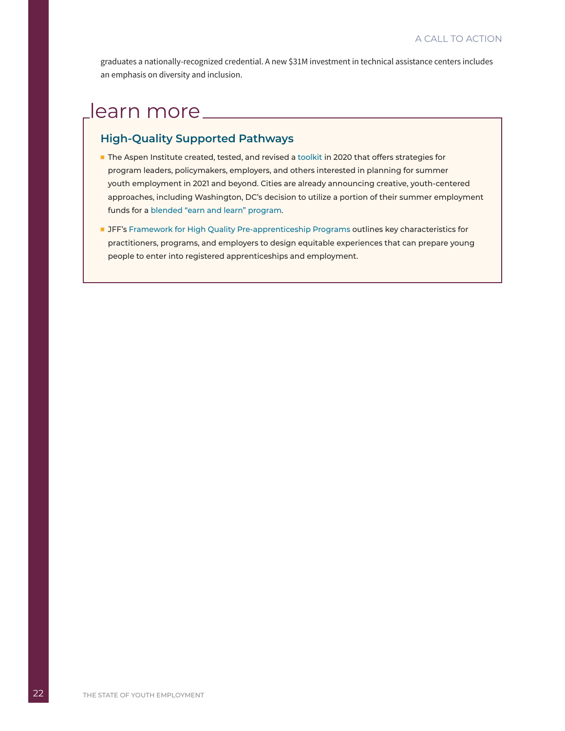graduates a nationally-recognized credential. A new $31M investment in technical assistance centers includes an emphasis on diversity and inclusion.

## learn more

### High-Quality Supported Pathways

- The Aspen Institute created, tested, and revised a toolkit in 2020 that offers strategies for program leaders, policymakers, employers, and others interested in planning for summer youth employment in 2021 and beyond. Cities are already announcing creative, youth-centered approaches, including Washington, DC's decision to utilize a portion of their summer employment funds for a blended "earn and learn" program.
- JFF's Framework for High Quality Pre-apprenticeship Programs outlines key characteristics for practitioners, programs, and employers to design equitable experiences that can prepare young people to enter into registered apprenticeships and employment.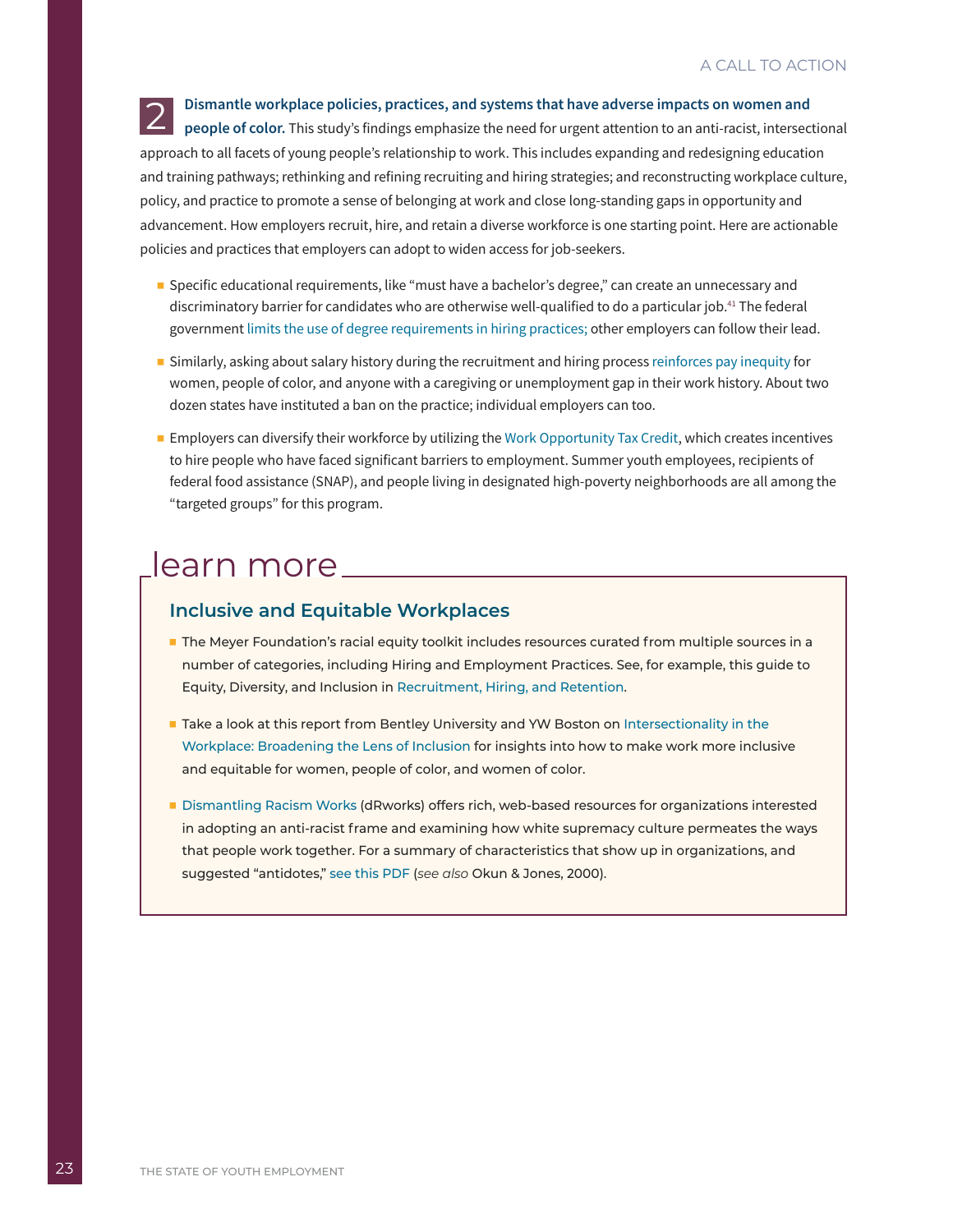**2 Dismantle workplace policies, practices, and systems that have adverse impacts on women and people of color.** This study's findings emphasize the need for urgent attention to an anti-racist, intersectional approach to all facets of young people's relationship to work. This includes expanding and redesigning education and training pathways; rethinking and refining recruiting and hiring strategies; and reconstructing workplace culture, policy, and practice to promote a sense of belonging at work and close long-standing gaps in opportunity and advancement. How employers recruit, hire, and retain a diverse workforce is one starting point. Here are actionable policies and practices that employers can adopt to widen access for job-seekers.

- Specific educational requirements, like "must have a bachelor's degree," can create an unnecessary and discriminatory barrier for candidates who are otherwise well-qualified to do a particular job.[41] The federal government limits the use of degree requirements in hiring practices; other employers can follow their lead.
- Similarly, asking about salary history during the recruitment and hiring process reinforces pay inequity for women, people of color, and anyone with a caregiving or unemployment gap in their work history. About two dozen states have instituted a ban on the practice; individual employers can too.
- Employers can diversify their workforce by utilizing the Work Opportunity Tax Credit, which creates incentives to hire people who have faced significant barriers to employment. Summer youth employees, recipients of federal food assistance (SNAP), and people living in designated high-poverty neighborhoods are all among the "targeted groups" for this program.

## learn more

### Inclusive and Equitable Workplaces

- The Meyer Foundation's racial equity toolkit includes resources curated from multiple sources in a number of categories, including Hiring and Employment Practices. See, for example, this guide to Equity, Diversity, and Inclusion in Recruitment, Hiring, and Retention.
- Take a look at this report from Bentley University and YW Boston on Intersectionality in the Workplace: Broadening the Lens of Inclusion for insights into how to make work more inclusive and equitable for women, people of color, and women of color.
- Dismantling Racism Works (dRworks) offers rich, web-based resources for organizations interested in adopting an anti-racist frame and examining how white supremacy culture permeates the ways that people work together. For a summary of characteristics that show up in organizations, and suggested "antidotes," see this PDF (*see also* Okun & Jones, 2000).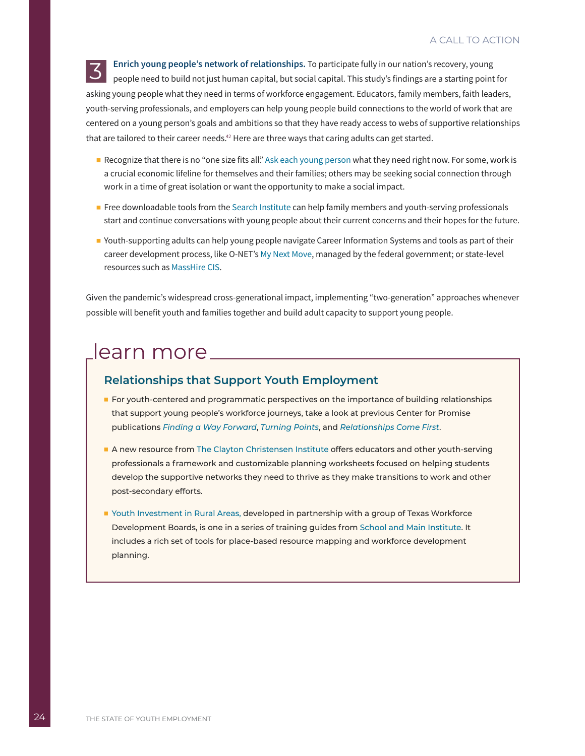**3 Enrich young people's network of relationships.** To participate fully in our nation's recovery, young people need to build not just human capital, but social capital. This study's findings are a starting point for asking young people what they need in terms of workforce engagement. Educators, family members, faith leaders, youth-serving professionals, and employers can help young people build connections to the world of work that are centered on a young person's goals and ambitions so that they have ready access to webs of supportive relationships that are tailored to their career needs.[42] Here are three ways that caring adults can get started.

- Recognize that there is no "one size fits all." Ask each young person what they need right now. For some, work is a crucial economic lifeline for themselves and their families; others may be seeking social connection through work in a time of great isolation or want the opportunity to make a social impact.
- Free downloadable tools from the Search Institute can help family members and youth-serving professionals start and continue conversations with young people about their current concerns and their hopes for the future.
- Youth-supporting adults can help young people navigate Career Information Systems and tools as part of their career development process, like O-NET's My Next Move, managed by the federal government; or state-level resources such as MassHire CIS.

Given the pandemic's widespread cross-generational impact, implementing "two-generation" approaches whenever possible will benefit youth and families together and build adult capacity to support young people.

## learn more

### Relationships that Support Youth Employment

- For youth-centered and programmatic perspectives on the importance of building relationships that support young people's workforce journeys, take a look at previous Center for Promise publications *Finding a Way Forward*, *Turning Points*, and *Relationships Come First*.
- A new resource from The Clayton Christensen Institute offers educators and other youth-serving professionals a framework and customizable planning worksheets focused on helping students develop the supportive networks they need to thrive as they make transitions to work and other post-secondary efforts.
- Youth Investment in Rural Areas, developed in partnership with a group of Texas Workforce Development Boards, is one in a series of training guides from School and Main Institute. It includes a rich set of tools for place-based resource mapping and workforce development planning.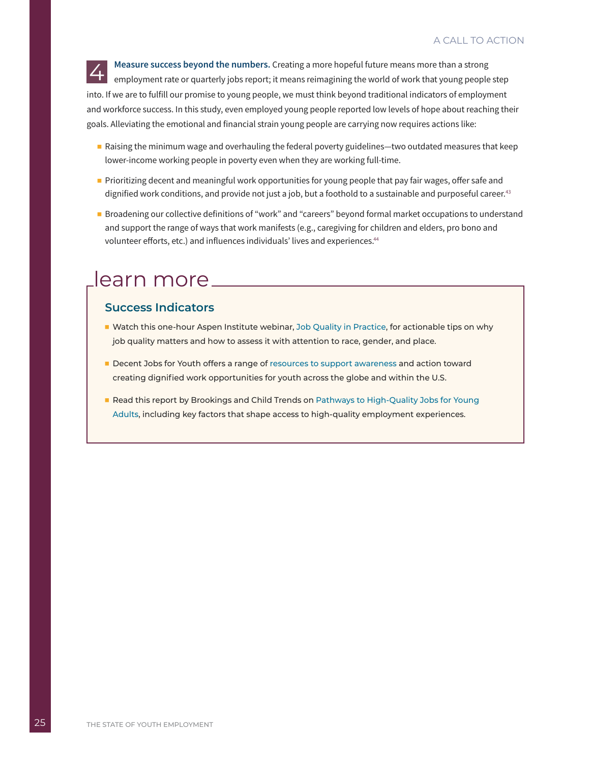4 **Measure success beyond the numbers.** Creating a more hopeful future means more than a strong employment rate or quarterly jobs report; it means reimagining the world of work that young people step into. If we are to fulfill our promise to young people, we must think beyond traditional indicators of employment and workforce success. In this study, even employed young people reported low levels of hope about reaching their goals. Alleviating the emotional and financial strain young people are carrying now requires actions like:

- Raising the minimum wage and overhauling the federal poverty guidelines—two outdated measures that keep lower-income working people in poverty even when they are working full-time.
- Prioritizing decent and meaningful work opportunities for young people that pay fair wages, offer safe and dignified work conditions, and provide not just a job, but a foothold to a sustainable and purposeful career.[43]
- Broadening our collective definitions of "work" and "careers" beyond formal market occupations to understand and support the range of ways that work manifests (e.g., caregiving for children and elders, pro bono and volunteer efforts, etc.) and influences individuals' lives and experiences.[44]

## learn more

### Success Indicators

- Watch this one-hour Aspen Institute webinar, Job Quality in Practice, for actionable tips on why job quality matters and how to assess it with attention to race, gender, and place.
- Decent Jobs for Youth offers a range of resources to support awareness and action toward creating dignified work opportunities for youth across the globe and within the U.S.
- Read this report by Brookings and Child Trends on Pathways to High-Quality Jobs for Young Adults, including key factors that shape access to high-quality employment experiences.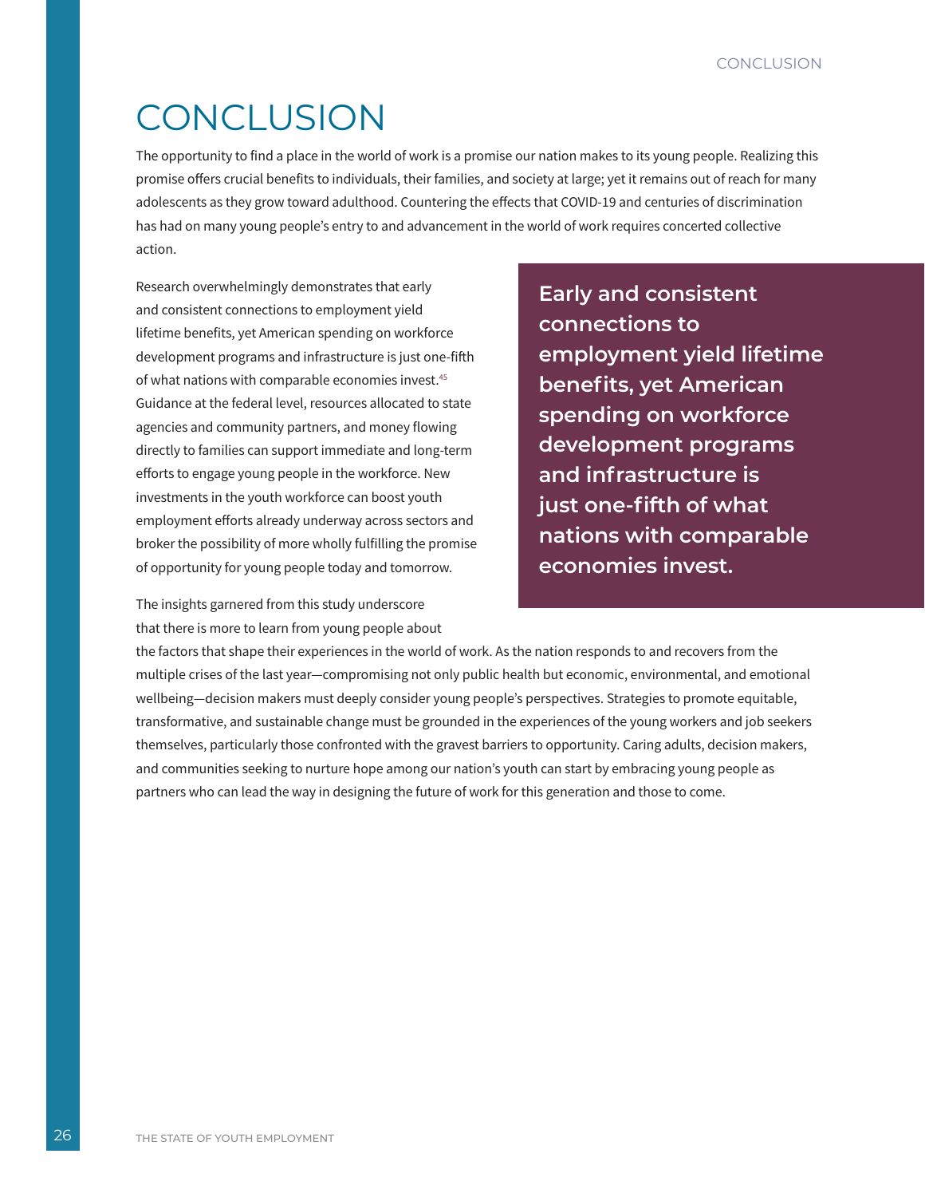# CONCLUSION

The opportunity to find a place in the world of work is a promise our nation makes to its young people. Realizing this promise offers crucial benefits to individuals, their families, and society at large; yet it remains out of reach for many adolescents as they grow toward adulthood. Countering the effects that COVID-19 and centuries of discrimination has had on many young people's entry to and advancement in the world of work requires concerted collective action.

Research overwhelmingly demonstrates that early and consistent connections to employment yield lifetime benefits, yet American spending on workforce development programs and infrastructure is just one-fifth of what nations with comparable economies invest.[45] Guidance at the federal level, resources allocated to state agencies and community partners, and money flowing directly to families can support immediate and long-term efforts to engage young people in the workforce. New investments in the youth workforce can boost youth employment efforts already underway across sectors and broker the possibility of more wholly fulfilling the promise of opportunity for young people today and tomorrow.

> **Early and consistent connections to employment yield lifetime benefits, yet American spending on workforce development programs and infrastructure is just one-fifth of what nations with comparable economies invest.**

The insights garnered from this study underscore that there is more to learn from young people about the factors that shape their experiences in the world of work. As the nation responds to and recovers from the multiple crises of the last year—compromising not only public health but economic, environmental, and emotional wellbeing—decision makers must deeply consider young people's perspectives. Strategies to promote equitable, transformative, and sustainable change must be grounded in the experiences of the young workers and job seekers themselves, particularly those confronted with the gravest barriers to opportunity. Caring adults, decision makers, and communities seeking to nurture hope among our nation's youth can start by embracing young people as partners who can lead the way in designing the future of work for this generation and those to come.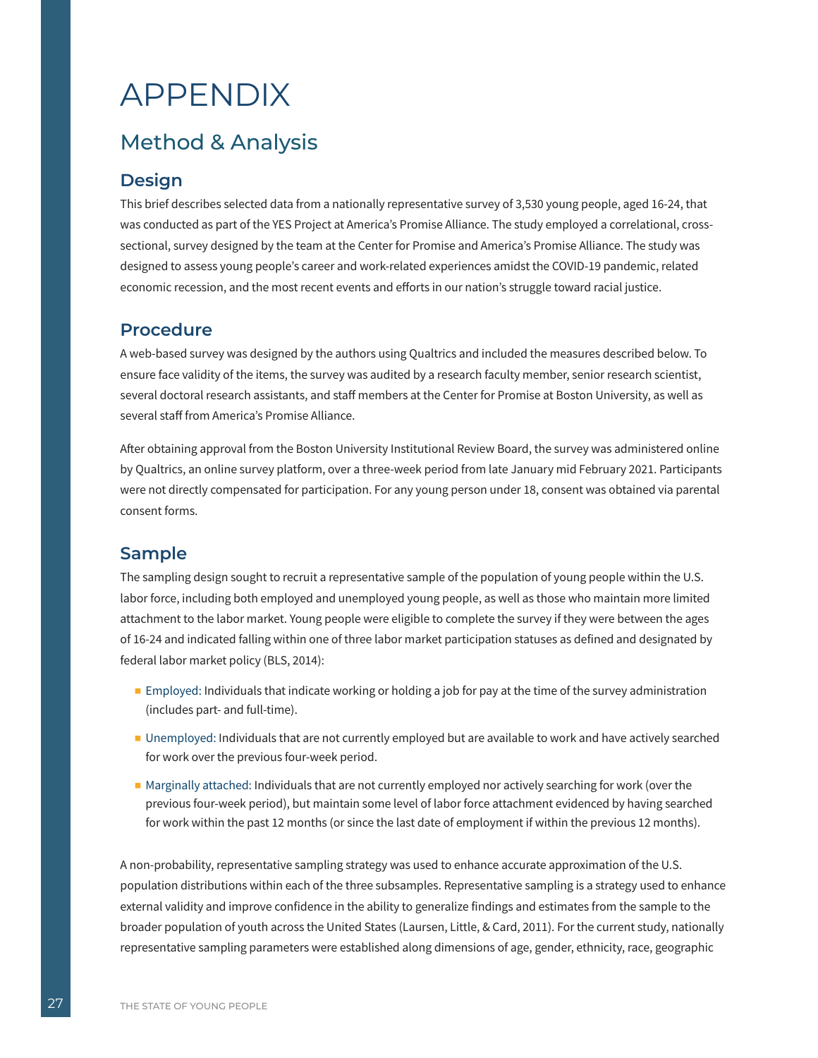# APPENDIX

## Method & Analysis

### Design

This brief describes selected data from a nationally representative survey of 3,530 young people, aged 16-24, that was conducted as part of the YES Project at America's Promise Alliance. The study employed a correlational, cross-sectional, survey designed by the team at the Center for Promise and America's Promise Alliance. The study was designed to assess young people's career and work-related experiences amidst the COVID-19 pandemic, related economic recession, and the most recent events and efforts in our nation's struggle toward racial justice.

### Procedure

A web-based survey was designed by the authors using Qualtrics and included the measures described below. To ensure face validity of the items, the survey was audited by a research faculty member, senior research scientist, several doctoral research assistants, and staff members at the Center for Promise at Boston University, as well as several staff from America's Promise Alliance.

After obtaining approval from the Boston University Institutional Review Board, the survey was administered online by Qualtrics, an online survey platform, over a three-week period from late January mid February 2021. Participants were not directly compensated for participation. For any young person under 18, consent was obtained via parental consent forms.

### Sample

The sampling design sought to recruit a representative sample of the population of young people within the U.S. labor force, including both employed and unemployed young people, as well as those who maintain more limited attachment to the labor market. Young people were eligible to complete the survey if they were between the ages of 16-24 and indicated falling within one of three labor market participation statuses as defined and designated by federal labor market policy (BLS, 2014):

- Employed: Individuals that indicate working or holding a job for pay at the time of the survey administration (includes part- and full-time).
- Unemployed: Individuals that are not currently employed but are available to work and have actively searched for work over the previous four-week period.
- Marginally attached: Individuals that are not currently employed nor actively searching for work (over the previous four-week period), but maintain some level of labor force attachment evidenced by having searched for work within the past 12 months (or since the last date of employment if within the previous 12 months).

A non-probability, representative sampling strategy was used to enhance accurate approximation of the U.S. population distributions within each of the three subsamples. Representative sampling is a strategy used to enhance external validity and improve confidence in the ability to generalize findings and estimates from the sample to the broader population of youth across the United States (Laursen, Little, & Card, 2011). For the current study, nationally representative sampling parameters were established along dimensions of age, gender, ethnicity, race, geographic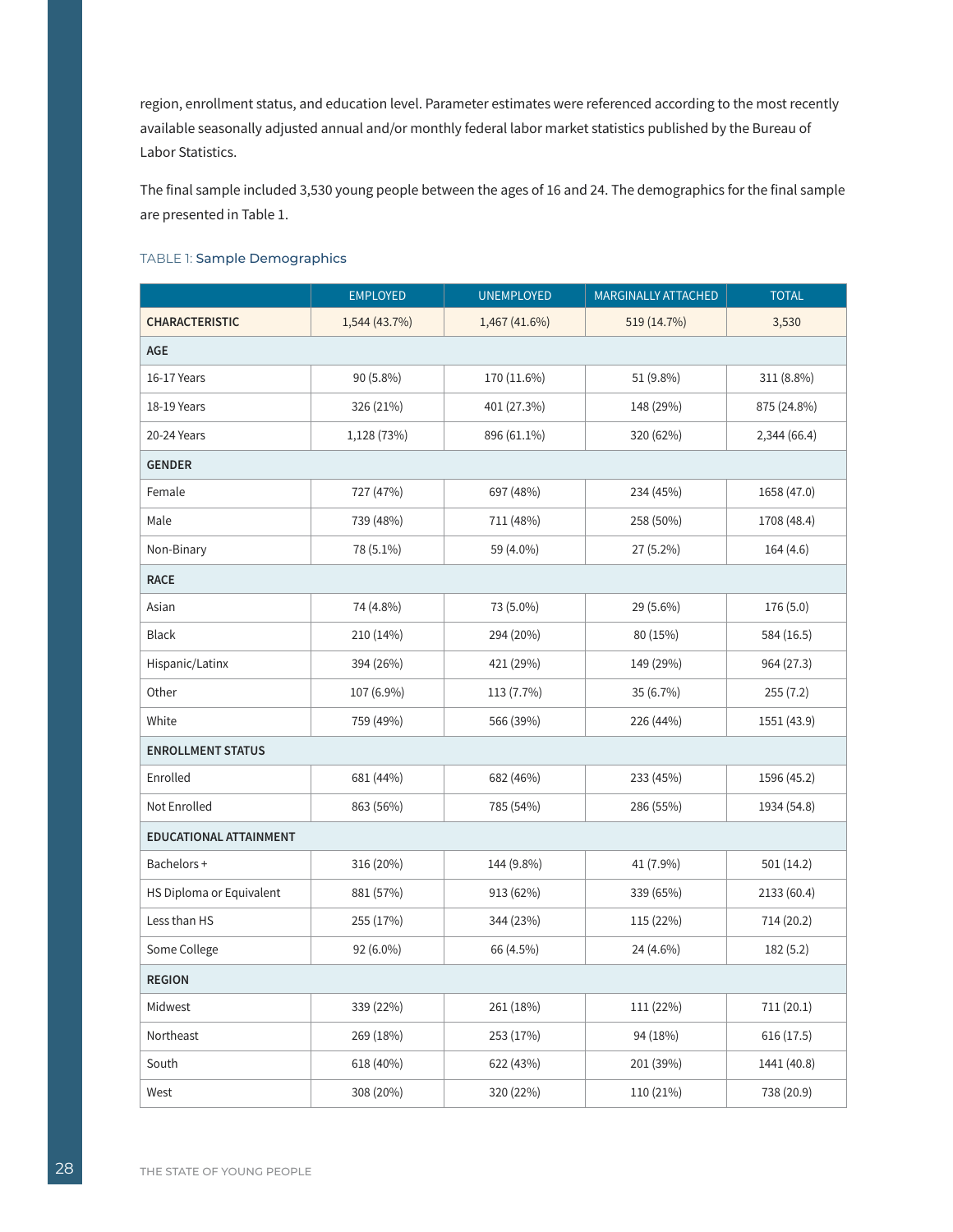region, enrollment status, and education level. Parameter estimates were referenced according to the most recently available seasonally adjusted annual and/or monthly federal labor market statistics published by the Bureau of Labor Statistics.

The final sample included 3,530 young people between the ages of 16 and 24. The demographics for the final sample are presented in Table 1.

TABLE 1: **Sample Demographics**

| | EMPLOYED | UNEMPLOYED | MARGINALLY ATTACHED | TOTAL |
|---|---|---|---|---|
| **CHARACTERISTIC** | 1,544 (43.7%) | 1,467 (41.6%) | 519 (14.7%) | 3,530 |
| **AGE** | | | | |
| 16-17 Years | 90 (5.8%) | 170 (11.6%) | 51 (9.8%) | 311 (8.8%) |
| 18-19 Years | 326 (21%) | 401 (27.3%) | 148 (29%) | 875 (24.8%) |
| 20-24 Years | 1,128 (73%) | 896 (61.1%) | 320 (62%) | 2,344 (66.4) |
| **GENDER** | | | | |
| Female | 727 (47%) | 697 (48%) | 234 (45%) | 1658 (47.0) |
| Male | 739 (48%) | 711 (48%) | 258 (50%) | 1708 (48.4) |
| Non-Binary | 78 (5.1%) | 59 (4.0%) | 27 (5.2%) | 164 (4.6) |
| **RACE** | | | | |
| Asian | 74 (4.8%) | 73 (5.0%) | 29 (5.6%) | 176 (5.0) |
| Black | 210 (14%) | 294 (20%) | 80 (15%) | 584 (16.5) |
| Hispanic/Latinx | 394 (26%) | 421 (29%) | 149 (29%) | 964 (27.3) |
| Other | 107 (6.9%) | 113 (7.7%) | 35 (6.7%) | 255 (7.2) |
| White | 759 (49%) | 566 (39%) | 226 (44%) | 1551 (43.9) |
| **ENROLLMENT STATUS** | | | | |
| Enrolled | 681 (44%) | 682 (46%) | 233 (45%) | 1596 (45.2) |
| Not Enrolled | 863 (56%) | 785 (54%) | 286 (55%) | 1934 (54.8) |
| **EDUCATIONAL ATTAINMENT** | | | | |
| Bachelors + | 316 (20%) | 144 (9.8%) | 41 (7.9%) | 501 (14.2) |
| HS Diploma or Equivalent | 881 (57%) | 913 (62%) | 339 (65%) | 2133 (60.4) |
| Less than HS | 255 (17%) | 344 (23%) | 115 (22%) | 714 (20.2) |
| Some College | 92 (6.0%) | 66 (4.5%) | 24 (4.6%) | 182 (5.2) |
| **REGION** | | | | |
| Midwest | 339 (22%) | 261 (18%) | 111 (22%) | 711 (20.1) |
| Northeast | 269 (18%) | 253 (17%) | 94 (18%) | 616 (17.5) |
| South | 618 (40%) | 622 (43%) | 201 (39%) | 1441 (40.8) |
| West | 308 (20%) | 320 (22%) | 110 (21%) | 738 (20.9) |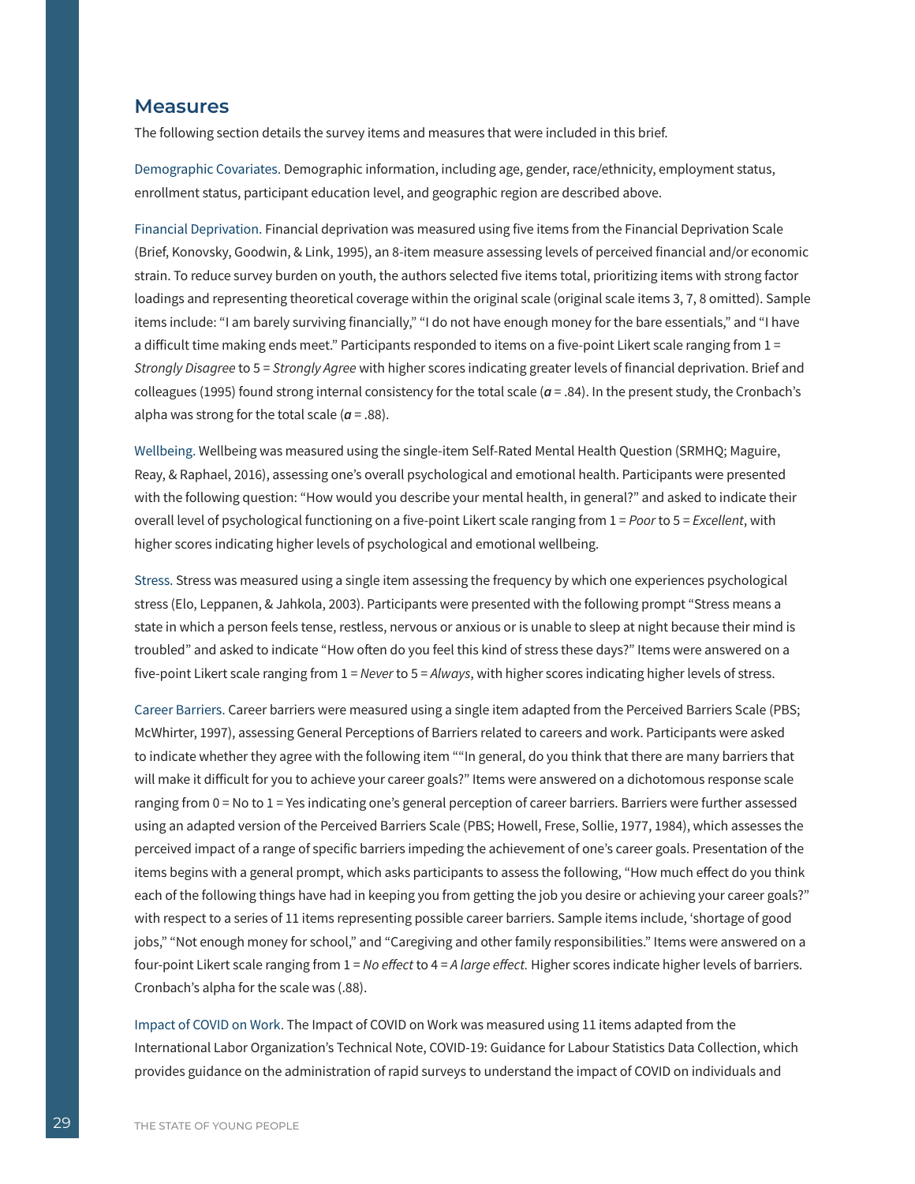## Measures

The following section details the survey items and measures that were included in this brief.

Demographic Covariates. Demographic information, including age, gender, race/ethnicity, employment status, enrollment status, participant education level, and geographic region are described above.

Financial Deprivation. Financial deprivation was measured using five items from the Financial Deprivation Scale (Brief, Konovsky, Goodwin, & Link, 1995), an 8-item measure assessing levels of perceived financial and/or economic strain. To reduce survey burden on youth, the authors selected five items total, prioritizing items with strong factor loadings and representing theoretical coverage within the original scale (original scale items 3, 7, 8 omitted). Sample items include: "I am barely surviving financially," "I do not have enough money for the bare essentials," and "I have a difficult time making ends meet." Participants responded to items on a five-point Likert scale ranging from 1 = *Strongly Disagree* to 5 = *Strongly Agree* with higher scores indicating greater levels of financial deprivation. Brief and colleagues (1995) found strong internal consistency for the total scale (***α*** = .84). In the present study, the Cronbach's alpha was strong for the total scale (***α*** = .88).

Wellbeing. Wellbeing was measured using the single-item Self-Rated Mental Health Question (SRMHQ; Maguire, Reay, & Raphael, 2016), assessing one's overall psychological and emotional health. Participants were presented with the following question: "How would you describe your mental health, in general?" and asked to indicate their overall level of psychological functioning on a five-point Likert scale ranging from 1 = *Poor* to 5 = *Excellent*, with higher scores indicating higher levels of psychological and emotional wellbeing.

Stress. Stress was measured using a single item assessing the frequency by which one experiences psychological stress (Elo, Leppanen, & Jahkola, 2003). Participants were presented with the following prompt "Stress means a state in which a person feels tense, restless, nervous or anxious or is unable to sleep at night because their mind is troubled" and asked to indicate "How often do you feel this kind of stress these days?" Items were answered on a five-point Likert scale ranging from 1 = *Never* to 5 = *Always*, with higher scores indicating higher levels of stress.

Career Barriers. Career barriers were measured using a single item adapted from the Perceived Barriers Scale (PBS; McWhirter, 1997), assessing General Perceptions of Barriers related to careers and work. Participants were asked to indicate whether they agree with the following item ""In general, do you think that there are many barriers that will make it difficult for you to achieve your career goals?" Items were answered on a dichotomous response scale ranging from 0 = No to 1 = Yes indicating one's general perception of career barriers. Barriers were further assessed using an adapted version of the Perceived Barriers Scale (PBS; Howell, Frese, Sollie, 1977, 1984), which assesses the perceived impact of a range of specific barriers impeding the achievement of one's career goals. Presentation of the items begins with a general prompt, which asks participants to assess the following, "How much effect do you think each of the following things have had in keeping you from getting the job you desire or achieving your career goals?" with respect to a series of 11 items representing possible career barriers. Sample items include, 'shortage of good jobs," "Not enough money for school," and "Caregiving and other family responsibilities." Items were answered on a four-point Likert scale ranging from 1 = *No effect* to 4 = *A large effect.* Higher scores indicate higher levels of barriers. Cronbach's alpha for the scale was (.88).

Impact of COVID on Work. The Impact of COVID on Work was measured using 11 items adapted from the International Labor Organization's Technical Note, COVID-19: Guidance for Labour Statistics Data Collection, which provides guidance on the administration of rapid surveys to understand the impact of COVID on individuals and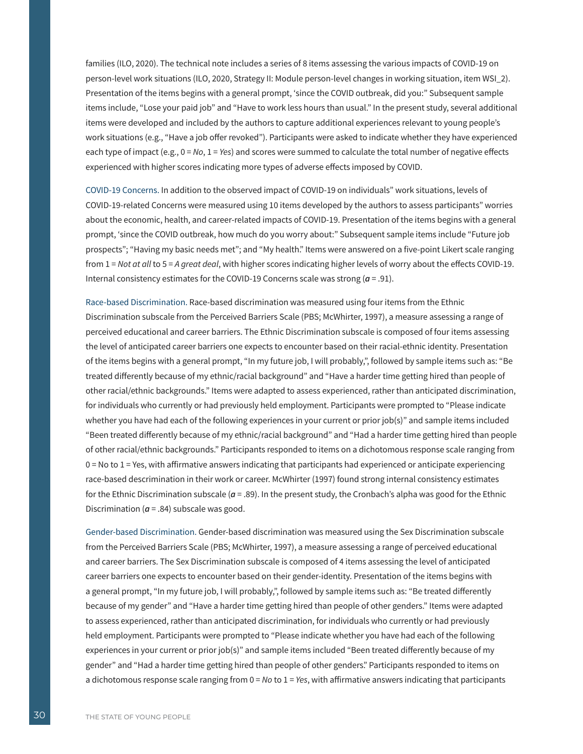families (ILO, 2020). The technical note includes a series of 8 items assessing the various impacts of COVID-19 on person-level work situations (ILO, 2020, Strategy II: Module person-level changes in working situation, item WSI_2). Presentation of the items begins with a general prompt, 'since the COVID outbreak, did you:" Subsequent sample items include, "Lose your paid job" and "Have to work less hours than usual." In the present study, several additional items were developed and included by the authors to capture additional experiences relevant to young people's work situations (e.g., "Have a job offer revoked"). Participants were asked to indicate whether they have experienced each type of impact (e.g., 0 = *No*, 1 = *Yes*) and scores were summed to calculate the total number of negative effects experienced with higher scores indicating more types of adverse effects imposed by COVID.

COVID-19 Concerns. In addition to the observed impact of COVID-19 on individuals" work situations, levels of COVID-19-related Concerns were measured using 10 items developed by the authors to assess participants" worries about the economic, health, and career-related impacts of COVID-19. Presentation of the items begins with a general prompt, 'since the COVID outbreak, how much do you worry about:" Subsequent sample items include "Future job prospects"; "Having my basic needs met"; and "My health." Items were answered on a five-point Likert scale ranging from 1 = *Not at all* to 5 = *A great deal*, with higher scores indicating higher levels of worry about the effects COVID-19. Internal consistency estimates for the COVID-19 Concerns scale was strong (***α*** = .91).

Race-based Discrimination. Race-based discrimination was measured using four items from the Ethnic Discrimination subscale from the Perceived Barriers Scale (PBS; McWhirter, 1997), a measure assessing a range of perceived educational and career barriers. The Ethnic Discrimination subscale is composed of four items assessing the level of anticipated career barriers one expects to encounter based on their racial-ethnic identity. Presentation of the items begins with a general prompt, "In my future job, I will probably,", followed by sample items such as: "Be treated differently because of my ethnic/racial background" and "Have a harder time getting hired than people of other racial/ethnic backgrounds." Items were adapted to assess experienced, rather than anticipated discrimination, for individuals who currently or had previously held employment. Participants were prompted to "Please indicate whether you have had each of the following experiences in your current or prior job(s)" and sample items included "Been treated differently because of my ethnic/racial background" and "Had a harder time getting hired than people of other racial/ethnic backgrounds." Participants responded to items on a dichotomous response scale ranging from 0 = No to 1 = Yes, with affirmative answers indicating that participants had experienced or anticipate experiencing race-based descrimination in their work or career. McWhirter (1997) found strong internal consistency estimates for the Ethnic Discrimination subscale (***α*** = .89). In the present study, the Cronbach's alpha was good for the Ethnic Discrimination (***α*** = .84) subscale was good.

Gender-based Discrimination. Gender-based discrimination was measured using the Sex Discrimination subscale from the Perceived Barriers Scale (PBS; McWhirter, 1997), a measure assessing a range of perceived educational and career barriers. The Sex Discrimination subscale is composed of 4 items assessing the level of anticipated career barriers one expects to encounter based on their gender-identity. Presentation of the items begins with a general prompt, "In my future job, I will probably,", followed by sample items such as: "Be treated differently because of my gender" and "Have a harder time getting hired than people of other genders." Items were adapted to assess experienced, rather than anticipated discrimination, for individuals who currently or had previously held employment. Participants were prompted to "Please indicate whether you have had each of the following experiences in your current or prior job(s)" and sample items included "Been treated differently because of my gender" and "Had a harder time getting hired than people of other genders." Participants responded to items on a dichotomous response scale ranging from 0 = *No* to 1 = *Yes*, with affirmative answers indicating that participants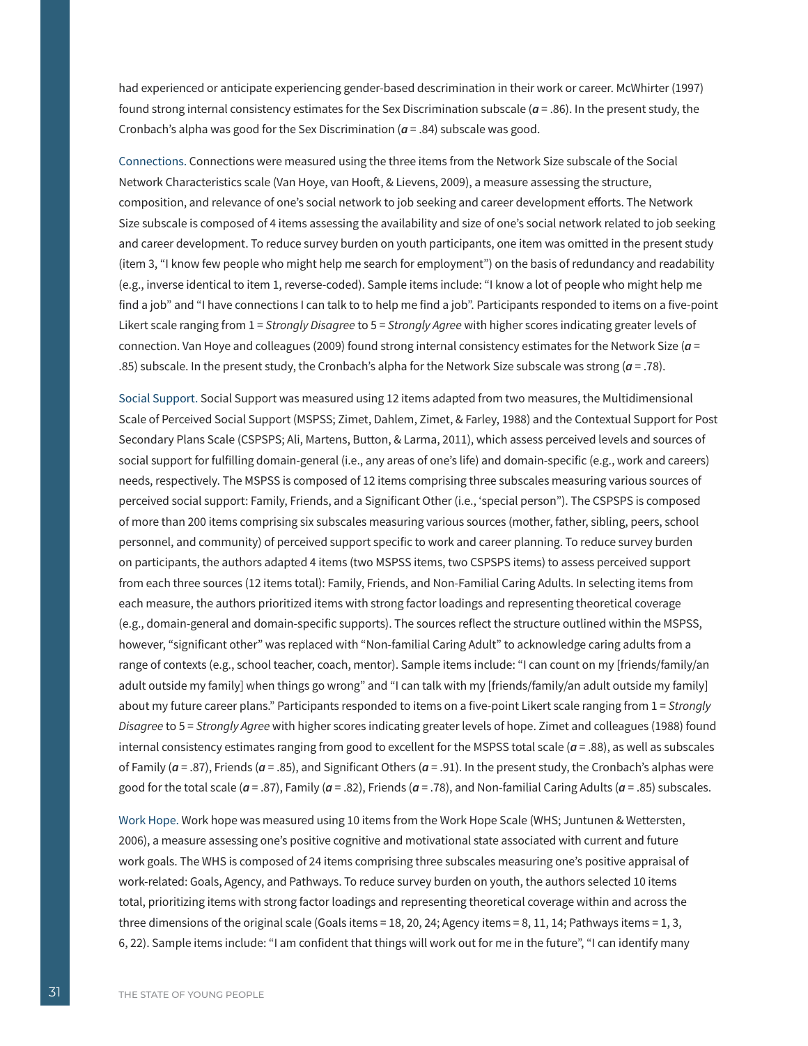had experienced or anticipate experiencing gender-based descrimination in their work or career. McWhirter (1997) found strong internal consistency estimates for the Sex Discrimination subscale (***α*** = .86). In the present study, the Cronbach's alpha was good for the Sex Discrimination (***α*** = .84) subscale was good.

Connections. Connections were measured using the three items from the Network Size subscale of the Social Network Characteristics scale (Van Hoye, van Hooft, & Lievens, 2009), a measure assessing the structure, composition, and relevance of one's social network to job seeking and career development efforts. The Network Size subscale is composed of 4 items assessing the availability and size of one's social network related to job seeking and career development. To reduce survey burden on youth participants, one item was omitted in the present study (item 3, "I know few people who might help me search for employment") on the basis of redundancy and readability (e.g., inverse identical to item 1, reverse-coded). Sample items include: "I know a lot of people who might help me find a job" and "I have connections I can talk to to help me find a job". Participants responded to items on a five-point Likert scale ranging from 1 = *Strongly Disagree* to 5 = *Strongly Agree* with higher scores indicating greater levels of connection. Van Hoye and colleagues (2009) found strong internal consistency estimates for the Network Size (***α*** = .85) subscale. In the present study, the Cronbach's alpha for the Network Size subscale was strong (***α*** = .78).

Social Support. Social Support was measured using 12 items adapted from two measures, the Multidimensional Scale of Perceived Social Support (MSPSS; Zimet, Dahlem, Zimet, & Farley, 1988) and the Contextual Support for Post Secondary Plans Scale (CSPSPS; Ali, Martens, Button, & Larma, 2011), which assess perceived levels and sources of social support for fulfilling domain-general (i.e., any areas of one's life) and domain-specific (e.g., work and careers) needs, respectively. The MSPSS is composed of 12 items comprising three subscales measuring various sources of perceived social support: Family, Friends, and a Significant Other (i.e., 'special person"). The CSPSPS is composed of more than 200 items comprising six subscales measuring various sources (mother, father, sibling, peers, school personnel, and community) of perceived support specific to work and career planning. To reduce survey burden on participants, the authors adapted 4 items (two MSPSS items, two CSPSPS items) to assess perceived support from each three sources (12 items total): Family, Friends, and Non-Familial Caring Adults. In selecting items from each measure, the authors prioritized items with strong factor loadings and representing theoretical coverage (e.g., domain-general and domain-specific supports). The sources reflect the structure outlined within the MSPSS, however, "significant other" was replaced with "Non-familial Caring Adult" to acknowledge caring adults from a range of contexts (e.g., school teacher, coach, mentor). Sample items include: "I can count on my [friends/family/an adult outside my family] when things go wrong" and "I can talk with my [friends/family/an adult outside my family] about my future career plans." Participants responded to items on a five-point Likert scale ranging from 1 = *Strongly Disagree* to 5 = *Strongly Agree* with higher scores indicating greater levels of hope. Zimet and colleagues (1988) found internal consistency estimates ranging from good to excellent for the MSPSS total scale (***α*** = .88), as well as subscales of Family (***α*** = .87), Friends (***α*** = .85), and Significant Others (***α*** = .91). In the present study, the Cronbach's alphas were good for the total scale (***α*** = .87), Family (***α*** = .82), Friends (***α*** = .78), and Non-familial Caring Adults (***α*** = .85) subscales.

Work Hope. Work hope was measured using 10 items from the Work Hope Scale (WHS; Juntunen & Wettersten, 2006), a measure assessing one's positive cognitive and motivational state associated with current and future work goals. The WHS is composed of 24 items comprising three subscales measuring one's positive appraisal of work-related: Goals, Agency, and Pathways. To reduce survey burden on youth, the authors selected 10 items total, prioritizing items with strong factor loadings and representing theoretical coverage within and across the three dimensions of the original scale (Goals items = 18, 20, 24; Agency items = 8, 11, 14; Pathways items = 1, 3, 6, 22). Sample items include: "I am confident that things will work out for me in the future", "I can identify many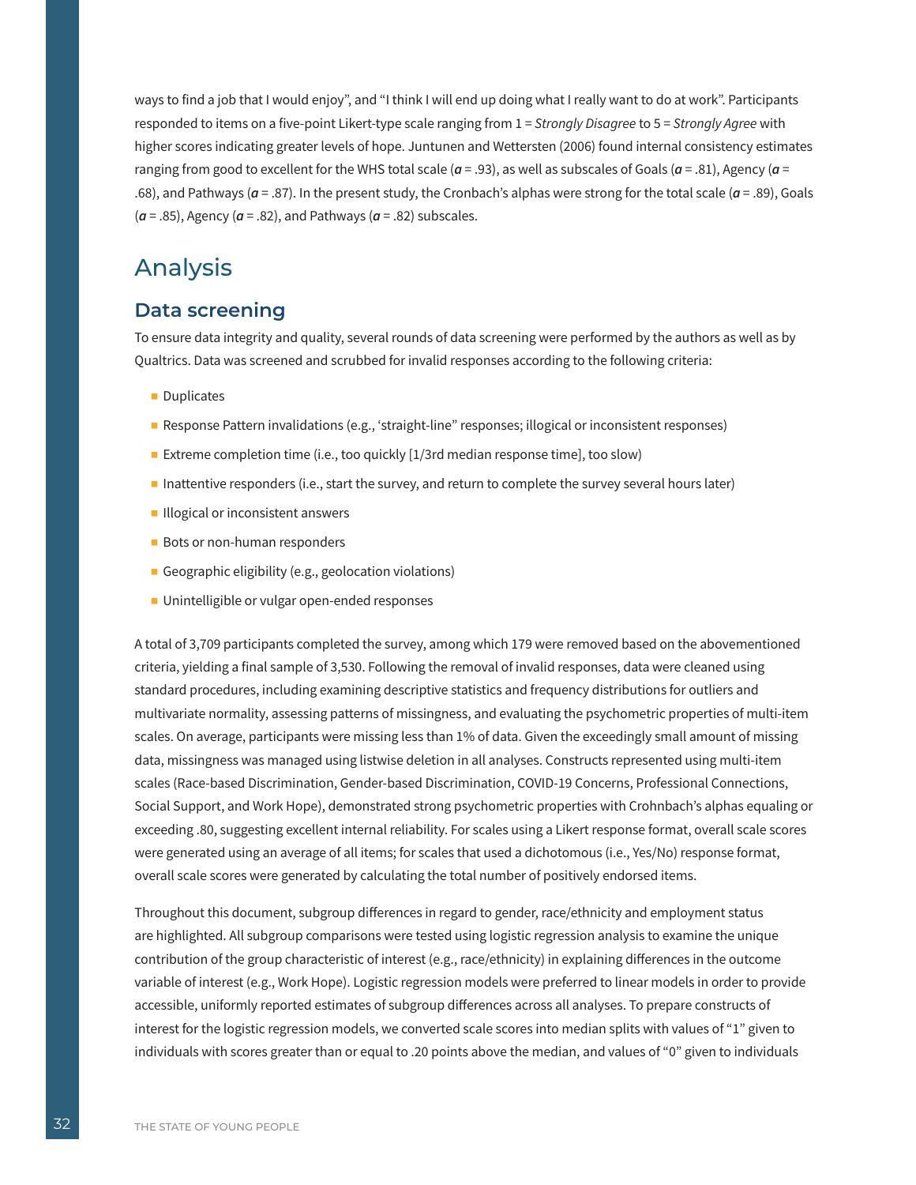ways to find a job that I would enjoy", and "I think I will end up doing what I really want to do at work". Participants responded to items on a five-point Likert-type scale ranging from 1 = *Strongly Disagree* to 5 = *Strongly Agree* with higher scores indicating greater levels of hope. Juntunen and Wettersten (2006) found internal consistency estimates ranging from good to excellent for the WHS total scale (***α*** = .93), as well as subscales of Goals (***α*** = .81), Agency (***α*** = .68), and Pathways (***α*** = .87). In the present study, the Cronbach's alphas were strong for the total scale (***α*** = .89), Goals (***α*** = .85), Agency (***α*** = .82), and Pathways (***α*** = .82) subscales.

# Analysis

## Data screening

To ensure data integrity and quality, several rounds of data screening were performed by the authors as well as by Qualtrics. Data was screened and scrubbed for invalid responses according to the following criteria:

- Duplicates
- Response Pattern invalidations (e.g., 'straight-line" responses; illogical or inconsistent responses)
- Extreme completion time (i.e., too quickly [1/3rd median response time], too slow)
- Inattentive responders (i.e., start the survey, and return to complete the survey several hours later)
- Illogical or inconsistent answers
- Bots or non-human responders
- Geographic eligibility (e.g., geolocation violations)
- Unintelligible or vulgar open-ended responses

A total of 3,709 participants completed the survey, among which 179 were removed based on the abovementioned criteria, yielding a final sample of 3,530. Following the removal of invalid responses, data were cleaned using standard procedures, including examining descriptive statistics and frequency distributions for outliers and multivariate normality, assessing patterns of missingness, and evaluating the psychometric properties of multi-item scales. On average, participants were missing less than 1% of data. Given the exceedingly small amount of missing data, missingness was managed using listwise deletion in all analyses. Constructs represented using multi-item scales (Race-based Discrimination, Gender-based Discrimination, COVID-19 Concerns, Professional Connections, Social Support, and Work Hope), demonstrated strong psychometric properties with Crohnbach's alphas equaling or exceeding .80, suggesting excellent internal reliability. For scales using a Likert response format, overall scale scores were generated using an average of all items; for scales that used a dichotomous (i.e., Yes/No) response format, overall scale scores were generated by calculating the total number of positively endorsed items.

Throughout this document, subgroup differences in regard to gender, race/ethnicity and employment status are highlighted. All subgroup comparisons were tested using logistic regression analysis to examine the unique contribution of the group characteristic of interest (e.g., race/ethnicity) in explaining differences in the outcome variable of interest (e.g., Work Hope). Logistic regression models were preferred to linear models in order to provide accessible, uniformly reported estimates of subgroup differences across all analyses. To prepare constructs of interest for the logistic regression models, we converted scale scores into median splits with values of "1" given to individuals with scores greater than or equal to .20 points above the median, and values of "0" given to individuals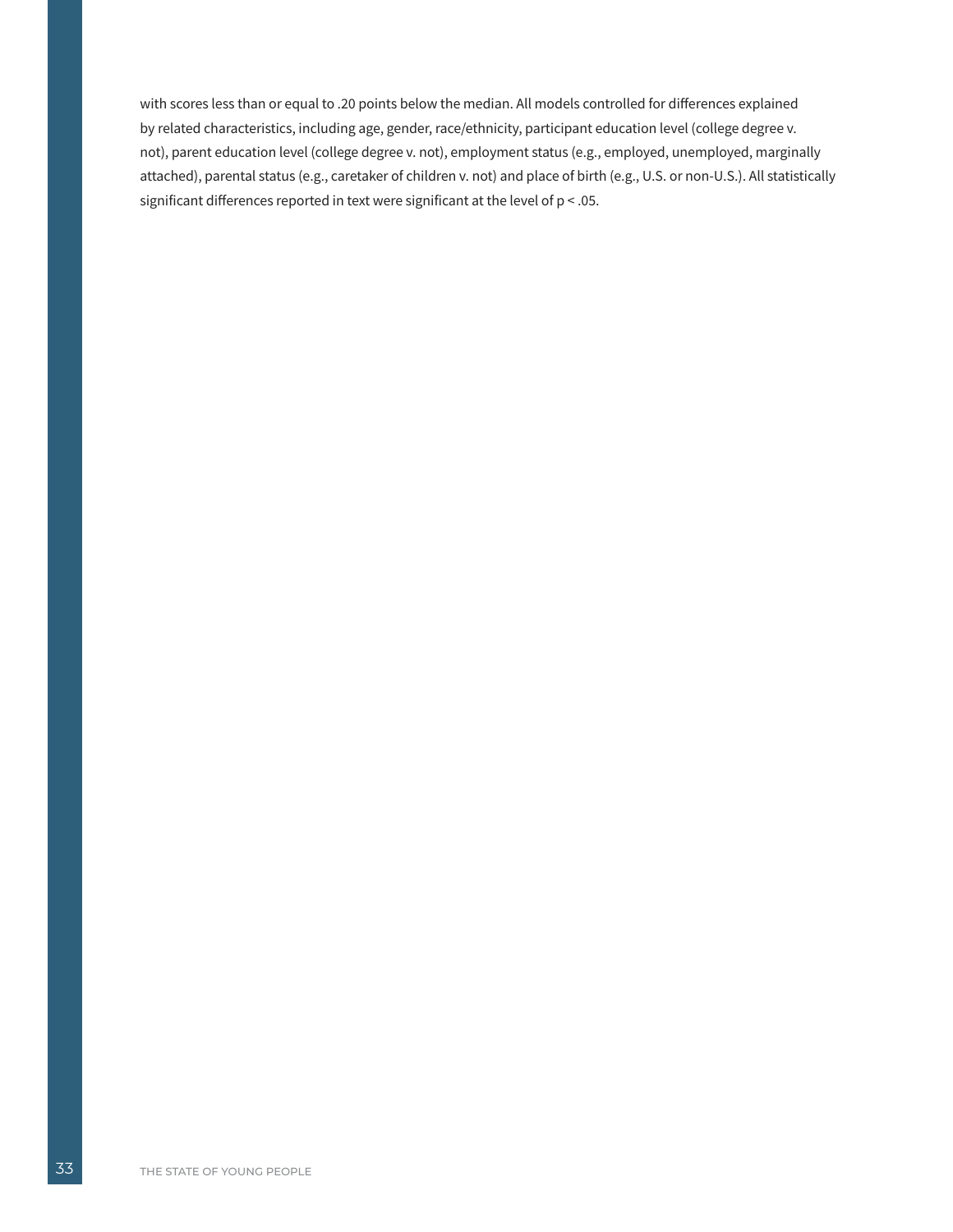with scores less than or equal to .20 points below the median. All models controlled for differences explained by related characteristics, including age, gender, race/ethnicity, participant education level (college degree v. not), parent education level (college degree v. not), employment status (e.g., employed, unemployed, marginally attached), parental status (e.g., caretaker of children v. not) and place of birth (e.g., U.S. or non-U.S.). All statistically significant differences reported in text were significant at the level of $p < .05$.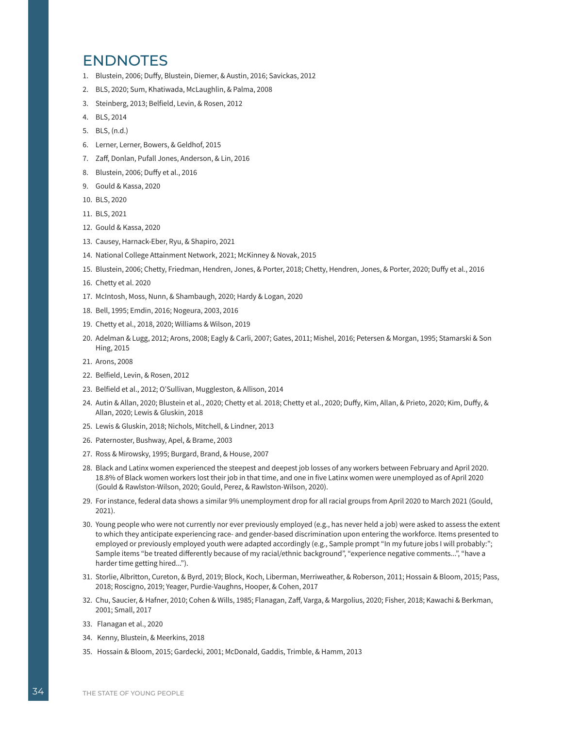# ENDNOTES

1. Blustein, 2006; Duffy, Blustein, Diemer, & Austin, 2016; Savickas, 2012
2. BLS, 2020; Sum, Khatiwada, McLaughlin, & Palma, 2008
3. Steinberg, 2013; Belfield, Levin, & Rosen, 2012
4. BLS, 2014
5. BLS, (n.d.)
6. Lerner, Lerner, Bowers, & Geldhof, 2015
7. Zaff, Donlan, Pufall Jones, Anderson, & Lin, 2016
8. Blustein, 2006; Duffy et al., 2016
9. Gould & Kassa, 2020
10. BLS, 2020
11. BLS, 2021
12. Gould & Kassa, 2020
13. Causey, Harnack-Eber, Ryu, & Shapiro, 2021
14. National College Attainment Network, 2021; McKinney & Novak, 2015
15. Blustein, 2006; Chetty, Friedman, Hendren, Jones, & Porter, 2018; Chetty, Hendren, Jones, & Porter, 2020; Duffy et al., 2016
16. Chetty et al. 2020
17. McIntosh, Moss, Nunn, & Shambaugh, 2020; Hardy & Logan, 2020
18. Bell, 1995; Emdin, 2016; Nogeura, 2003, 2016
19. Chetty et al., 2018, 2020; Williams & Wilson, 2019
20. Adelman & Lugg, 2012; Arons, 2008; Eagly & Carli, 2007; Gates, 2011; Mishel, 2016; Petersen & Morgan, 1995; Stamarski & Son Hing, 2015
21. Arons, 2008
22. Belfield, Levin, & Rosen, 2012
23. Belfield et al., 2012; O'Sullivan, Muggleston, & Allison, 2014
24. Autin & Allan, 2020; Blustein et al., 2020; Chetty et al. 2018; Chetty et al., 2020; Duffy, Kim, Allan, & Prieto, 2020; Kim, Duffy, & Allan, 2020; Lewis & Gluskin, 2018
25. Lewis & Gluskin, 2018; Nichols, Mitchell, & Lindner, 2013
26. Paternoster, Bushway, Apel, & Brame, 2003
27. Ross & Mirowsky, 1995; Burgard, Brand, & House, 2007
28. Black and Latinx women experienced the steepest and deepest job losses of any workers between February and April 2020. 18.8% of Black women workers lost their job in that time, and one in five Latinx women were unemployed as of April 2020 (Gould & Rawlston-Wilson, 2020; Gould, Perez, & Rawlston-Wilson, 2020).
29. For instance, federal data shows a similar 9% unemployment drop for all racial groups from April 2020 to March 2021 (Gould, 2021).
30. Young people who were not currently nor ever previously employed (e.g., has never held a job) were asked to assess the extent to which they anticipate experiencing race- and gender-based discrimination upon entering the workforce. Items presented to employed or previously employed youth were adapted accordingly (e.g., Sample prompt "In my future jobs I will probably:"; Sample items "be treated differently because of my racial/ethnic background", "experience negative comments…", "have a harder time getting hired…").
31. Storlie, Albritton, Cureton, & Byrd, 2019; Block, Koch, Liberman, Merriweather, & Roberson, 2011; Hossain & Bloom, 2015; Pass, 2018; Roscigno, 2019; Yeager, Purdie-Vaughns, Hooper, & Cohen, 2017
32. Chu, Saucier, & Hafner, 2010; Cohen & Wills, 1985; Flanagan, Zaff, Varga, & Margolius, 2020; Fisher, 2018; Kawachi & Berkman, 2001; Small, 2017
33. Flanagan et al., 2020
34. Kenny, Blustein, & Meerkins, 2018
35. Hossain & Bloom, 2015; Gardecki, 2001; McDonald, Gaddis, Trimble, & Hamm, 2013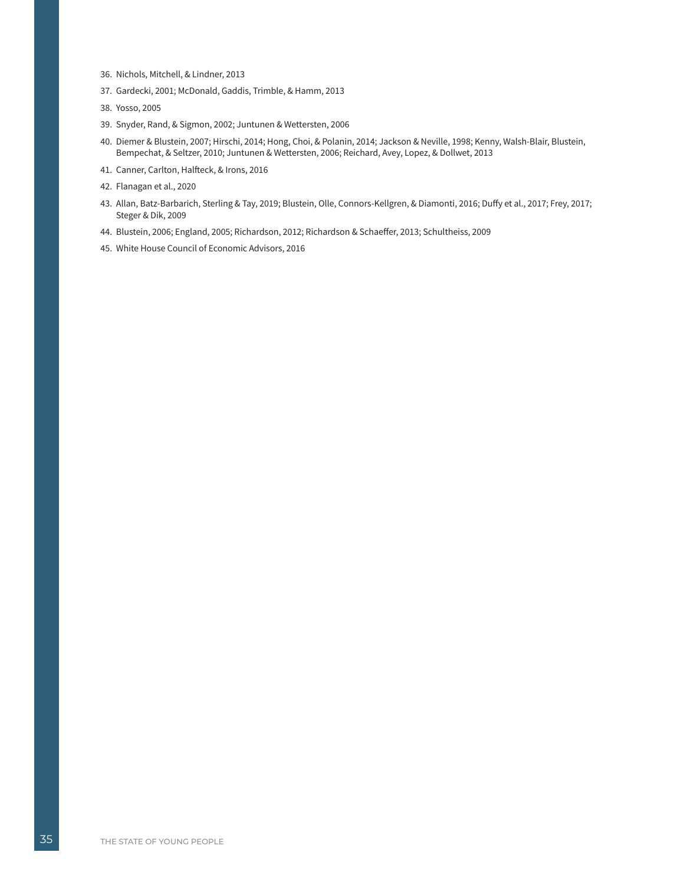36. Nichols, Mitchell, & Lindner, 2013
37. Gardecki, 2001; McDonald, Gaddis, Trimble, & Hamm, 2013
38. Yosso, 2005
39. Snyder, Rand, & Sigmon, 2002; Juntunen & Wettersten, 2006
40. Diemer & Blustein, 2007; Hirschi, 2014; Hong, Choi, & Polanin, 2014; Jackson & Neville, 1998; Kenny, Walsh-Blair, Blustein, Bempechat, & Seltzer, 2010; Juntunen & Wettersten, 2006; Reichard, Avey, Lopez, & Dollwet, 2013
41. Canner, Carlton, Halfteck, & Irons, 2016
42. Flanagan et al., 2020
43. Allan, Batz-Barbarich, Sterling & Tay, 2019; Blustein, Olle, Connors-Kellgren, & Diamonti, 2016; Duffy et al., 2017; Frey, 2017; Steger & Dik, 2009
44. Blustein, 2006; England, 2005; Richardson, 2012; Richardson & Schaeffer, 2013; Schultheiss, 2009
45. White House Council of Economic Advisors, 2016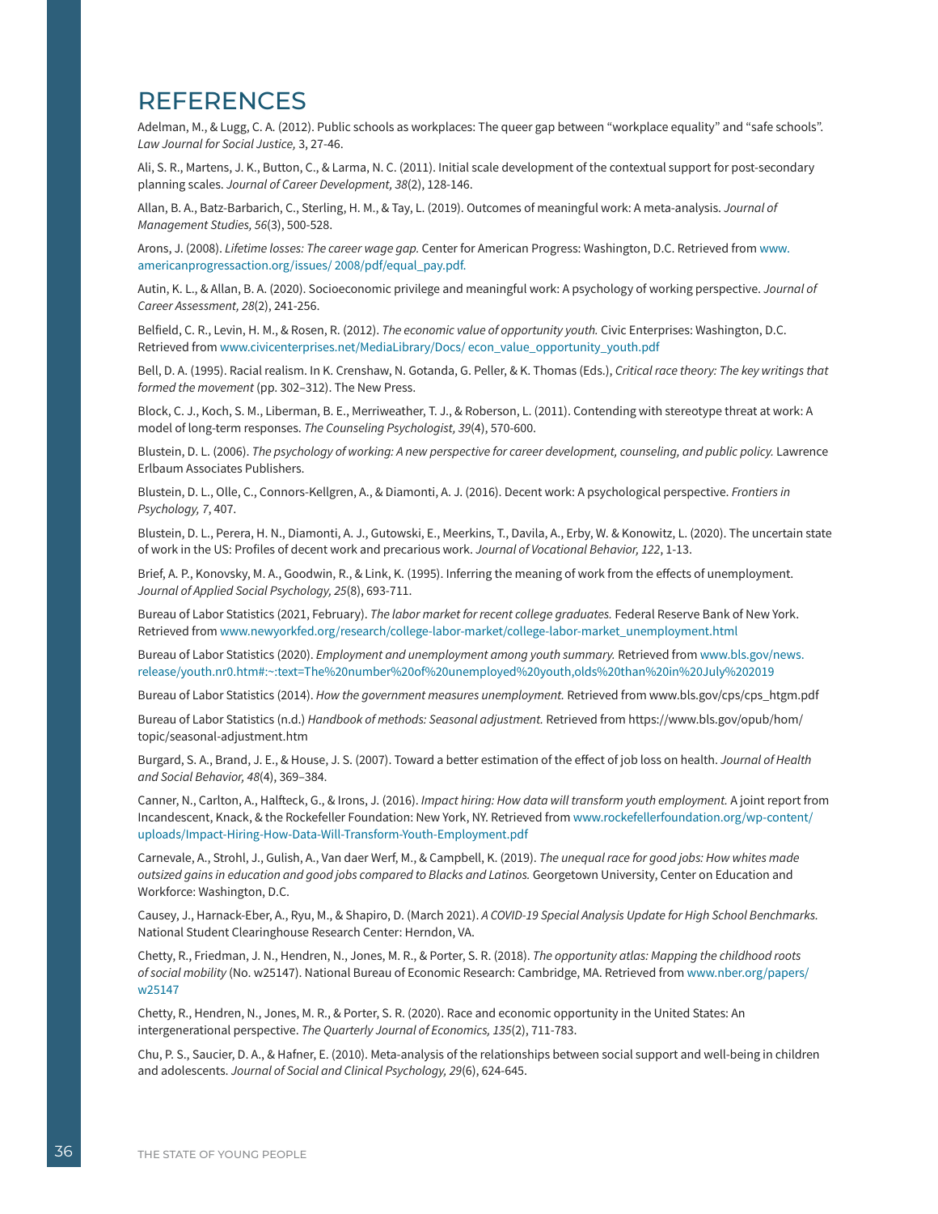# REFERENCES

Adelman, M., & Lugg, C. A. (2012). Public schools as workplaces: The queer gap between "workplace equality" and "safe schools". *Law Journal for Social Justice,* 3, 27-46.

Ali, S. R., Martens, J. K., Button, C., & Larma, N. C. (2011). Initial scale development of the contextual support for post-secondary planning scales. *Journal of Career Development, 38*(2), 128-146.

Allan, B. A., Batz-Barbarich, C., Sterling, H. M., & Tay, L. (2019). Outcomes of meaningful work: A meta-analysis. *Journal of Management Studies, 56*(3), 500-528.

Arons, J. (2008). *Lifetime losses: The career wage gap.* Center for American Progress: Washington, D.C. Retrieved from www.americanprogressaction.org/issues/ 2008/pdf/equal_pay.pdf.

Autin, K. L., & Allan, B. A. (2020). Socioeconomic privilege and meaningful work: A psychology of working perspective. *Journal of Career Assessment, 28*(2), 241-256.

Belfield, C. R., Levin, H. M., & Rosen, R. (2012). *The economic value of opportunity youth.* Civic Enterprises: Washington, D.C. Retrieved from www.civicenterprises.net/MediaLibrary/Docs/ econ_value_opportunity_youth.pdf

Bell, D. A. (1995). Racial realism. In K. Crenshaw, N. Gotanda, G. Peller, & K. Thomas (Eds.), *Critical race theory: The key writings that formed the movement* (pp. 302–312). The New Press.

Block, C. J., Koch, S. M., Liberman, B. E., Merriweather, T. J., & Roberson, L. (2011). Contending with stereotype threat at work: A model of long-term responses. *The Counseling Psychologist, 39*(4), 570-600.

Blustein, D. L. (2006). *The psychology of working: A new perspective for career development, counseling, and public policy.* Lawrence Erlbaum Associates Publishers.

Blustein, D. L., Olle, C., Connors-Kellgren, A., & Diamonti, A. J. (2016). Decent work: A psychological perspective. *Frontiers in Psychology, 7*, 407.

Blustein, D. L., Perera, H. N., Diamonti, A. J., Gutowski, E., Meerkins, T., Davila, A., Erby, W. & Konowitz, L. (2020). The uncertain state of work in the US: Profiles of decent work and precarious work. *Journal of Vocational Behavior, 122*, 1-13.

Brief, A. P., Konovsky, M. A., Goodwin, R., & Link, K. (1995). Inferring the meaning of work from the effects of unemployment. *Journal of Applied Social Psychology, 25*(8), 693-711.

Bureau of Labor Statistics (2021, February). *The labor market for recent college graduates.* Federal Reserve Bank of New York. Retrieved from www.newyorkfed.org/research/college-labor-market/college-labor-market_unemployment.html

Bureau of Labor Statistics (2020). *Employment and unemployment among youth summary.* Retrieved from www.bls.gov/news.release/youth.nr0.htm#:~:text=The%20number%20of%20unemployed%20youth,olds%20than%20in%20July%202019

Bureau of Labor Statistics (2014). *How the government measures unemployment.* Retrieved from www.bls.gov/cps/cps_htgm.pdf

Bureau of Labor Statistics (n.d.) *Handbook of methods: Seasonal adjustment.* Retrieved from https://www.bls.gov/opub/hom/topic/seasonal-adjustment.htm

Burgard, S. A., Brand, J. E., & House, J. S. (2007). Toward a better estimation of the effect of job loss on health. *Journal of Health and Social Behavior, 48*(4), 369–384.

Canner, N., Carlton, A., Halfteck, G., & Irons, J. (2016). *Impact hiring: How data will transform youth employment.* A joint report from Incandescent, Knack, & the Rockefeller Foundation: New York, NY. Retrieved from www.rockefellerfoundation.org/wp-content/uploads/Impact-Hiring-How-Data-Will-Transform-Youth-Employment.pdf

Carnevale, A., Strohl, J., Gulish, A., Van daer Werf, M., & Campbell, K. (2019). *The unequal race for good jobs: How whites made outsized gains in education and good jobs compared to Blacks and Latinos.* Georgetown University, Center on Education and Workforce: Washington, D.C.

Causey, J., Harnack-Eber, A., Ryu, M., & Shapiro, D. (March 2021). *A COVID-19 Special Analysis Update for High School Benchmarks.* National Student Clearinghouse Research Center: Herndon, VA.

Chetty, R., Friedman, J. N., Hendren, N., Jones, M. R., & Porter, S. R. (2018). *The opportunity atlas: Mapping the childhood roots of social mobility* (No. w25147). National Bureau of Economic Research: Cambridge, MA. Retrieved from www.nber.org/papers/w25147

Chetty, R., Hendren, N., Jones, M. R., & Porter, S. R. (2020). Race and economic opportunity in the United States: An intergenerational perspective. *The Quarterly Journal of Economics, 135*(2), 711-783.

Chu, P. S., Saucier, D. A., & Hafner, E. (2010). Meta-analysis of the relationships between social support and well-being in children and adolescents. *Journal of Social and Clinical Psychology, 29*(6), 624-645.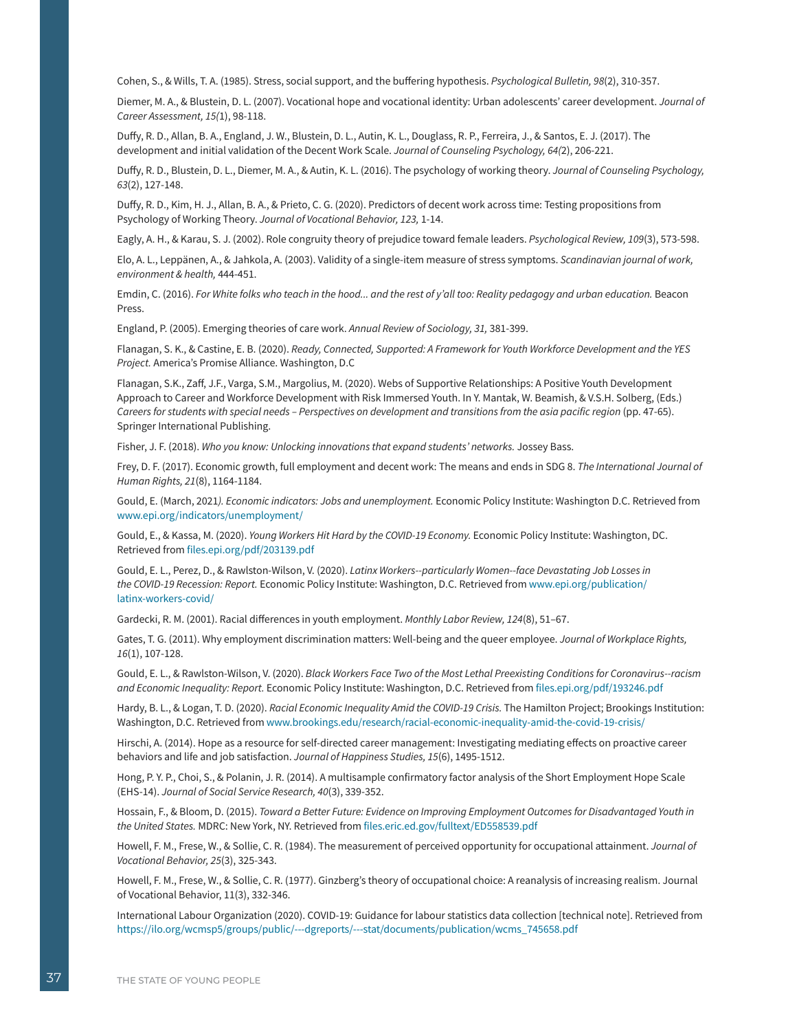Cohen, S., & Wills, T. A. (1985). Stress, social support, and the buffering hypothesis. *Psychological Bulletin, 98*(2), 310-357.

Diemer, M. A., & Blustein, D. L. (2007). Vocational hope and vocational identity: Urban adolescents' career development. *Journal of Career Assessment, 15(*1), 98-118.

Duffy, R. D., Allan, B. A., England, J. W., Blustein, D. L., Autin, K. L., Douglass, R. P., Ferreira, J., & Santos, E. J. (2017). The development and initial validation of the Decent Work Scale. *Journal of Counseling Psychology, 64(*2), 206-221.

Duffy, R. D., Blustein, D. L., Diemer, M. A., & Autin, K. L. (2016). The psychology of working theory. *Journal of Counseling Psychology, 63*(2), 127-148.

Duffy, R. D., Kim, H. J., Allan, B. A., & Prieto, C. G. (2020). Predictors of decent work across time: Testing propositions from Psychology of Working Theory. *Journal of Vocational Behavior, 123,* 1-14.

Eagly, A. H., & Karau, S. J. (2002). Role congruity theory of prejudice toward female leaders. *Psychological Review, 109*(3), 573-598.

Elo, A. L., Leppänen, A., & Jahkola, A. (2003). Validity of a single-item measure of stress symptoms. *Scandinavian journal of work, environment & health,* 444-451.

Emdin, C. (2016). *For White folks who teach in the hood... and the rest of y'all too: Reality pedagogy and urban education.* Beacon Press.

England, P. (2005). Emerging theories of care work. *Annual Review of Sociology, 31,* 381-399.

Flanagan, S. K., & Castine, E. B. (2020). *Ready, Connected, Supported: A Framework for Youth Workforce Development and the YES Project.* America's Promise Alliance. Washington, D.C

Flanagan, S.K., Zaff, J.F., Varga, S.M., Margolius, M. (2020). Webs of Supportive Relationships: A Positive Youth Development Approach to Career and Workforce Development with Risk Immersed Youth. In Y. Mantak, W. Beamish, & V.S.H. Solberg, (Eds.) *Careers for students with special needs – Perspectives on development and transitions from the asia pacific region* (pp. 47-65). Springer International Publishing.

Fisher, J. F. (2018). *Who you know: Unlocking innovations that expand students' networks.* Jossey Bass.

Frey, D. F. (2017). Economic growth, full employment and decent work: The means and ends in SDG 8. *The International Journal of Human Rights, 21*(8), 1164-1184.

Gould, E. (March, 2021*). Economic indicators: Jobs and unemployment.* Economic Policy Institute: Washington D.C. Retrieved from www.epi.org/indicators/unemployment/

Gould, E., & Kassa, M. (2020). *Young Workers Hit Hard by the COVID-19 Economy.* Economic Policy Institute: Washington, DC. Retrieved from files.epi.org/pdf/203139.pdf

Gould, E. L., Perez, D., & Rawlston-Wilson, V. (2020). *Latinx Workers--particularly Women--face Devastating Job Losses in the COVID-19 Recession: Report.* Economic Policy Institute: Washington, D.C. Retrieved from www.epi.org/publication/latinx-workers-covid/

Gardecki, R. M. (2001). Racial differences in youth employment. *Monthly Labor Review, 124*(8), 51–67.

Gates, T. G. (2011). Why employment discrimination matters: Well-being and the queer employee. *Journal of Workplace Rights, 16*(1), 107-128.

Gould, E. L., & Rawlston-Wilson, V. (2020). *Black Workers Face Two of the Most Lethal Preexisting Conditions for Coronavirus--racism and Economic Inequality: Report.* Economic Policy Institute: Washington, D.C. Retrieved from files.epi.org/pdf/193246.pdf

Hardy, B. L., & Logan, T. D. (2020). *Racial Economic Inequality Amid the COVID-19 Crisis.* The Hamilton Project; Brookings Institution: Washington, D.C. Retrieved from www.brookings.edu/research/racial-economic-inequality-amid-the-covid-19-crisis/

Hirschi, A. (2014). Hope as a resource for self-directed career management: Investigating mediating effects on proactive career behaviors and life and job satisfaction. *Journal of Happiness Studies, 15*(6), 1495-1512.

Hong, P. Y. P., Choi, S., & Polanin, J. R. (2014). A multisample confirmatory factor analysis of the Short Employment Hope Scale (EHS-14). *Journal of Social Service Research, 40*(3), 339-352.

Hossain, F., & Bloom, D. (2015). *Toward a Better Future: Evidence on Improving Employment Outcomes for Disadvantaged Youth in the United States.* MDRC: New York, NY. Retrieved from files.eric.ed.gov/fulltext/ED558539.pdf

Howell, F. M., Frese, W., & Sollie, C. R. (1984). The measurement of perceived opportunity for occupational attainment. *Journal of Vocational Behavior, 25*(3), 325-343.

Howell, F. M., Frese, W., & Sollie, C. R. (1977). Ginzberg's theory of occupational choice: A reanalysis of increasing realism. Journal of Vocational Behavior, 11(3), 332-346.

International Labour Organization (2020). COVID-19: Guidance for labour statistics data collection [technical note]. Retrieved from https://ilo.org/wcmsp5/groups/public/---dgreports/---stat/documents/publication/wcms_745658.pdf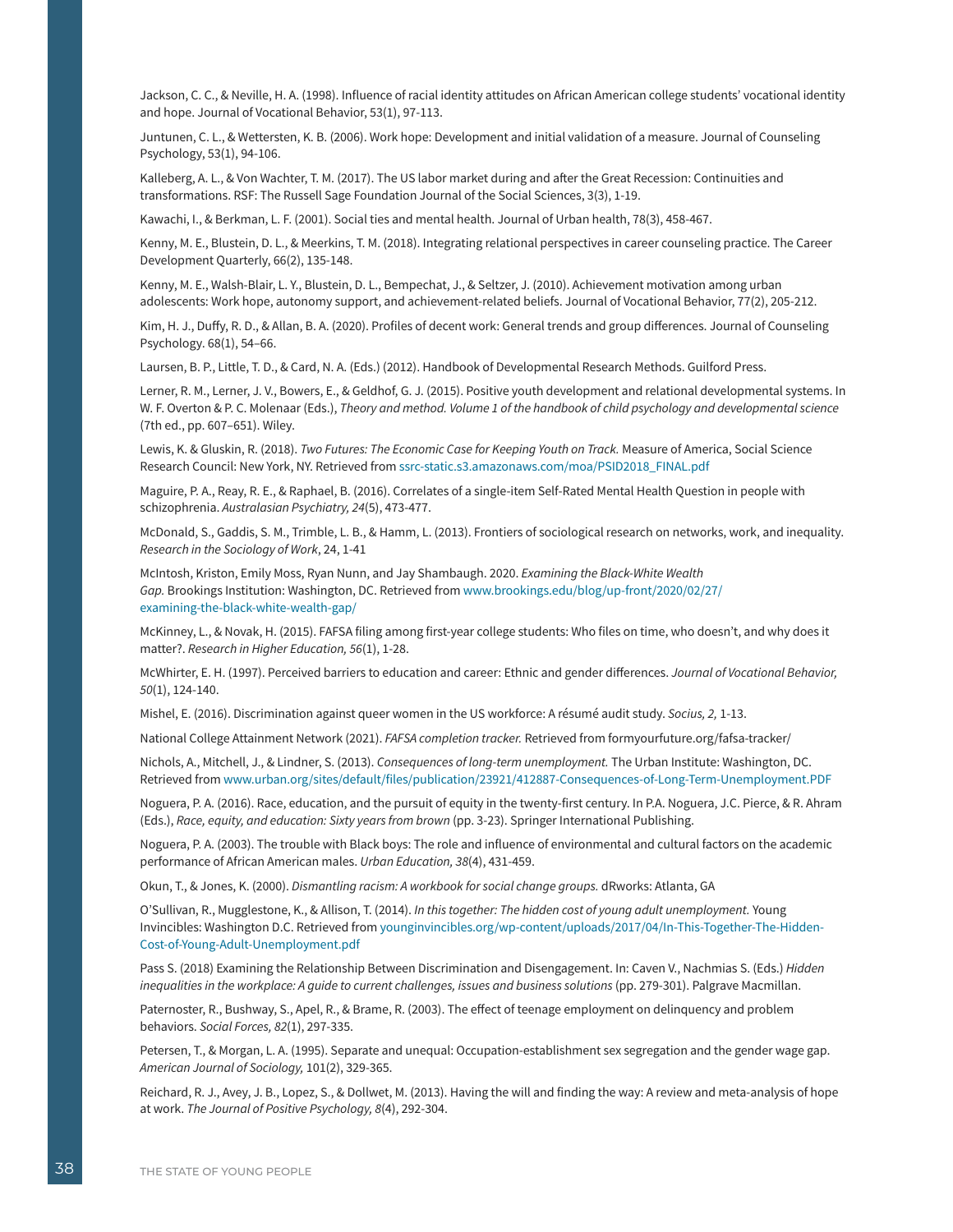Jackson, C. C., & Neville, H. A. (1998). Influence of racial identity attitudes on African American college students' vocational identity and hope. Journal of Vocational Behavior, 53(1), 97-113.

Juntunen, C. L., & Wettersten, K. B. (2006). Work hope: Development and initial validation of a measure. Journal of Counseling Psychology, 53(1), 94-106.

Kalleberg, A. L., & Von Wachter, T. M. (2017). The US labor market during and after the Great Recession: Continuities and transformations. RSF: The Russell Sage Foundation Journal of the Social Sciences, 3(3), 1-19.

Kawachi, I., & Berkman, L. F. (2001). Social ties and mental health. Journal of Urban health, 78(3), 458-467.

Kenny, M. E., Blustein, D. L., & Meerkins, T. M. (2018). Integrating relational perspectives in career counseling practice. The Career Development Quarterly, 66(2), 135-148.

Kenny, M. E., Walsh-Blair, L. Y., Blustein, D. L., Bempechat, J., & Seltzer, J. (2010). Achievement motivation among urban adolescents: Work hope, autonomy support, and achievement-related beliefs. Journal of Vocational Behavior, 77(2), 205-212.

Kim, H. J., Duffy, R. D., & Allan, B. A. (2020). Profiles of decent work: General trends and group differences. Journal of Counseling Psychology. 68(1), 54–66.

Laursen, B. P., Little, T. D., & Card, N. A. (Eds.) (2012). Handbook of Developmental Research Methods. Guilford Press.

Lerner, R. M., Lerner, J. V., Bowers, E., & Geldhof, G. J. (2015). Positive youth development and relational developmental systems. In W. F. Overton & P. C. Molenaar (Eds.), *Theory and method. Volume 1 of the handbook of child psychology and developmental science* (7th ed., pp. 607–651). Wiley.

Lewis, K. & Gluskin, R. (2018). *Two Futures: The Economic Case for Keeping Youth on Track.* Measure of America, Social Science Research Council: New York, NY. Retrieved from ssrc-static.s3.amazonaws.com/moa/PSID2018_FINAL.pdf

Maguire, P. A., Reay, R. E., & Raphael, B. (2016). Correlates of a single-item Self-Rated Mental Health Question in people with schizophrenia. *Australasian Psychiatry, 24*(5), 473-477.

McDonald, S., Gaddis, S. M., Trimble, L. B., & Hamm, L. (2013). Frontiers of sociological research on networks, work, and inequality. *Research in the Sociology of Work*, 24, 1-41

McIntosh, Kriston, Emily Moss, Ryan Nunn, and Jay Shambaugh. 2020. *Examining the Black-White Wealth Gap.* Brookings Institution: Washington, DC. Retrieved from www.brookings.edu/blog/up-front/2020/02/27/examining-the-black-white-wealth-gap/

McKinney, L., & Novak, H. (2015). FAFSA filing among first-year college students: Who files on time, who doesn't, and why does it matter?. *Research in Higher Education, 56*(1), 1-28.

McWhirter, E. H. (1997). Perceived barriers to education and career: Ethnic and gender differences. *Journal of Vocational Behavior, 50*(1), 124-140.

Mishel, E. (2016). Discrimination against queer women in the US workforce: A résumé audit study. *Socius, 2,* 1-13.

National College Attainment Network (2021). *FAFSA completion tracker.* Retrieved from formyourfuture.org/fafsa-tracker/

Nichols, A., Mitchell, J., & Lindner, S. (2013). *Consequences of long-term unemployment.* The Urban Institute: Washington, DC. Retrieved from www.urban.org/sites/default/files/publication/23921/412887-Consequences-of-Long-Term-Unemployment.PDF

Noguera, P. A. (2016). Race, education, and the pursuit of equity in the twenty-first century. In P.A. Noguera, J.C. Pierce, & R. Ahram (Eds.), *Race, equity, and education: Sixty years from brown* (pp. 3-23). Springer International Publishing.

Noguera, P. A. (2003). The trouble with Black boys: The role and influence of environmental and cultural factors on the academic performance of African American males. *Urban Education, 38*(4), 431-459.

Okun, T., & Jones, K. (2000). *Dismantling racism: A workbook for social change groups.* dRworks: Atlanta, GA

O'Sullivan, R., Mugglestone, K., & Allison, T. (2014). *In this together: The hidden cost of young adult unemployment.* Young Invincibles: Washington D.C. Retrieved from younginvincibles.org/wp-content/uploads/2017/04/In-This-Together-The-Hidden-Cost-of-Young-Adult-Unemployment.pdf

Pass S. (2018) Examining the Relationship Between Discrimination and Disengagement. In: Caven V., Nachmias S. (Eds.) *Hidden inequalities in the workplace: A guide to current challenges, issues and business solutions* (pp. 279-301). Palgrave Macmillan.

Paternoster, R., Bushway, S., Apel, R., & Brame, R. (2003). The effect of teenage employment on delinquency and problem behaviors. *Social Forces, 82*(1), 297-335.

Petersen, T., & Morgan, L. A. (1995). Separate and unequal: Occupation-establishment sex segregation and the gender wage gap. *American Journal of Sociology,* 101(2), 329-365.

Reichard, R. J., Avey, J. B., Lopez, S., & Dollwet, M. (2013). Having the will and finding the way: A review and meta-analysis of hope at work. *The Journal of Positive Psychology, 8*(4), 292-304.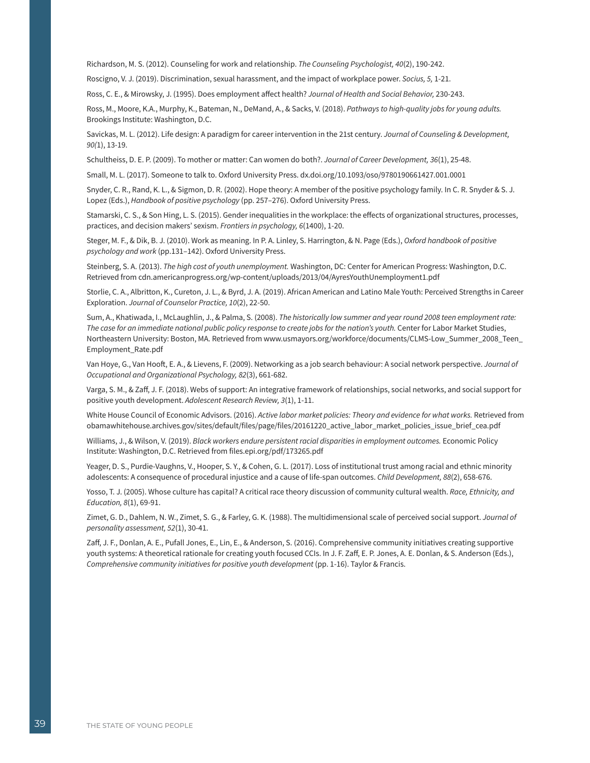Richardson, M. S. (2012). Counseling for work and relationship. *The Counseling Psychologist, 40*(2), 190-242.

Roscigno, V. J. (2019). Discrimination, sexual harassment, and the impact of workplace power. *Socius, 5,* 1-21.

Ross, C. E., & Mirowsky, J. (1995). Does employment affect health? *Journal of Health and Social Behavior,* 230-243.

Ross, M., Moore, K.A., Murphy, K., Bateman, N., DeMand, A., & Sacks, V. (2018). *Pathways to high-quality jobs for young adults.* Brookings Institute: Washington, D.C.

Savickas, M. L. (2012). Life design: A paradigm for career intervention in the 21st century. *Journal of Counseling & Development, 90*(1), 13-19.

Schultheiss, D. E. P. (2009). To mother or matter: Can women do both?. *Journal of Career Development, 36*(1), 25-48.

Small, M. L. (2017). Someone to talk to. Oxford University Press. dx.doi.org/10.1093/oso/9780190661427.001.0001

Snyder, C. R., Rand, K. L., & Sigmon, D. R. (2002). Hope theory: A member of the positive psychology family. In C. R. Snyder & S. J. Lopez (Eds.), *Handbook of positive psychology* (pp. 257–276). Oxford University Press.

Stamarski, C. S., & Son Hing, L. S. (2015). Gender inequalities in the workplace: the effects of organizational structures, processes, practices, and decision makers' sexism. *Frontiers in psychology, 6*(1400), 1-20.

Steger, M. F., & Dik, B. J. (2010). Work as meaning. In P. A. Linley, S. Harrington, & N. Page (Eds.), *Oxford handbook of positive psychology and work* (pp.131–142). Oxford University Press.

Steinberg, S. A. (2013). *The high cost of youth unemployment.* Washington, DC: Center for American Progress: Washington, D.C. Retrieved from cdn.americanprogress.org/wp-content/uploads/2013/04/AyresYouthUnemployment1.pdf

Storlie, C. A., Albritton, K., Cureton, J. L., & Byrd, J. A. (2019). African American and Latino Male Youth: Perceived Strengths in Career Exploration. *Journal of Counselor Practice, 10*(2), 22-50.

Sum, A., Khatiwada, I., McLaughlin, J., & Palma, S. (2008). *The historically low summer and year round 2008 teen employment rate: The case for an immediate national public policy response to create jobs for the nation's youth.* Center for Labor Market Studies, Northeastern University: Boston, MA. Retrieved from www.usmayors.org/workforce/documents/CLMS-Low_Summer_2008_Teen_Employment_Rate.pdf

Van Hoye, G., Van Hooft, E. A., & Lievens, F. (2009). Networking as a job search behaviour: A social network perspective. *Journal of Occupational and Organizational Psychology, 82*(3), 661-682.

Varga, S. M., & Zaff, J. F. (2018). Webs of support: An integrative framework of relationships, social networks, and social support for positive youth development. *Adolescent Research Review, 3*(1), 1-11.

White House Council of Economic Advisors. (2016). *Active labor market policies: Theory and evidence for what works.* Retrieved from obamawhitehouse.archives.gov/sites/default/files/page/files/20161220_active_labor_market_policies_issue_brief_cea.pdf

Williams, J., & Wilson, V. (2019). *Black workers endure persistent racial disparities in employment outcomes.* Economic Policy Institute: Washington, D.C. Retrieved from files.epi.org/pdf/173265.pdf

Yeager, D. S., Purdie-Vaughns, V., Hooper, S. Y., & Cohen, G. L. (2017). Loss of institutional trust among racial and ethnic minority adolescents: A consequence of procedural injustice and a cause of life-span outcomes. *Child Development, 88*(2), 658-676.

Yosso, T. J. (2005). Whose culture has capital? A critical race theory discussion of community cultural wealth. *Race, Ethnicity, and Education, 8*(1), 69-91.

Zimet, G. D., Dahlem, N. W., Zimet, S. G., & Farley, G. K. (1988). The multidimensional scale of perceived social support. *Journal of personality assessment, 52*(1), 30-41.

Zaff, J. F., Donlan, A. E., Pufall Jones, E., Lin, E., & Anderson, S. (2016). Comprehensive community initiatives creating supportive youth systems: A theoretical rationale for creating youth focused CCIs. In J. F. Zaff, E. P. Jones, A. E. Donlan, & S. Anderson (Eds.), *Comprehensive community initiatives for positive youth development* (pp. 1-16). Taylor & Francis.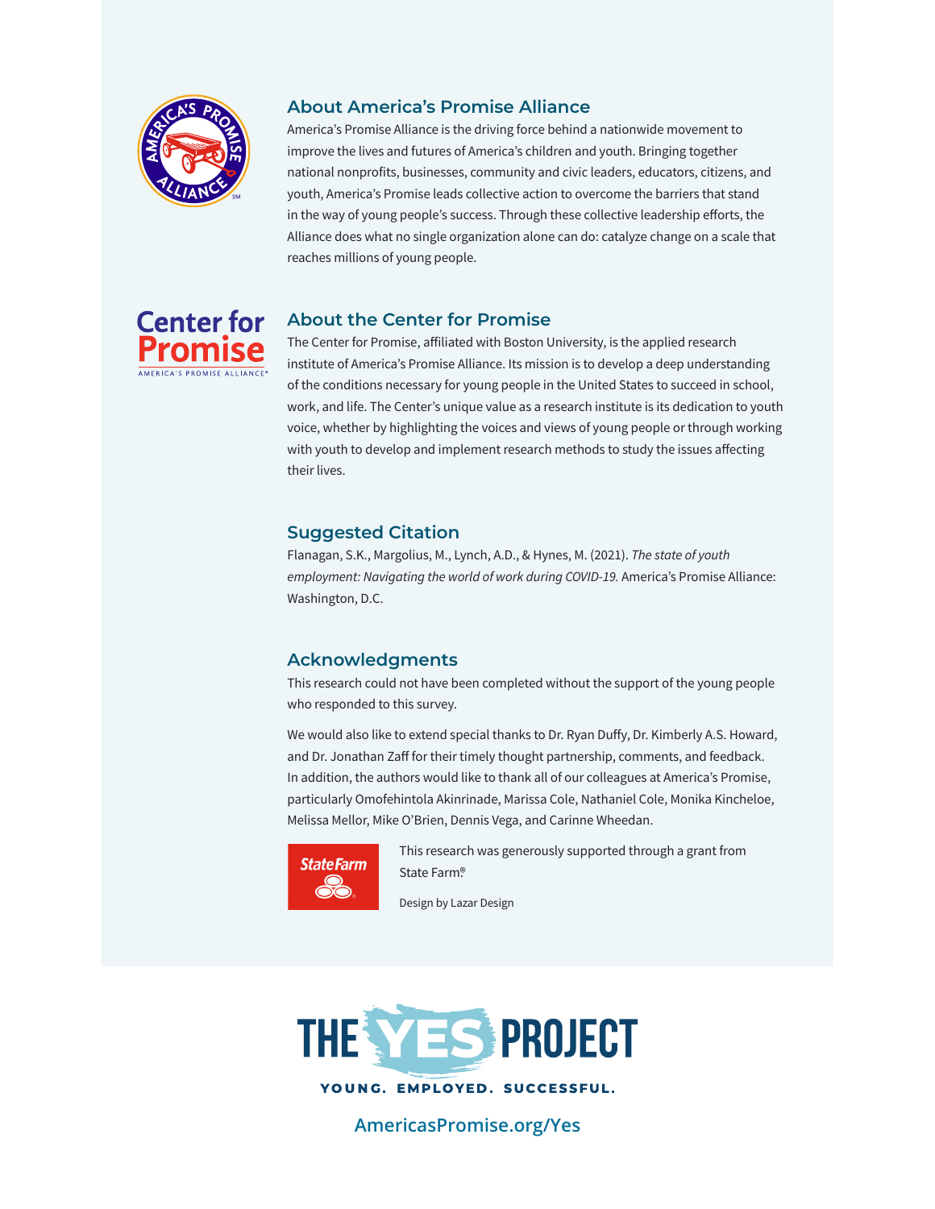## About America's Promise Alliance

America's Promise Alliance is the driving force behind a nationwide movement to improve the lives and futures of America's children and youth. Bringing together national nonprofits, businesses, community and civic leaders, educators, citizens, and youth, America's Promise leads collective action to overcome the barriers that stand in the way of young people's success. Through these collective leadership efforts, the Alliance does what no single organization alone can do: catalyze change on a scale that reaches millions of young people.

## About the Center for Promise

The Center for Promise, affiliated with Boston University, is the applied research institute of America's Promise Alliance. Its mission is to develop a deep understanding of the conditions necessary for young people in the United States to succeed in school, work, and life. The Center's unique value as a research institute is its dedication to youth voice, whether by highlighting the voices and views of young people or through working with youth to develop and implement research methods to study the issues affecting their lives.

## Suggested Citation

Flanagan, S.K., Margolius, M., Lynch, A.D., & Hynes, M. (2021). *The state of youth employment: Navigating the world of work during COVID-19.* America's Promise Alliance: Washington, D.C.

## Acknowledgments

This research could not have been completed without the support of the young people who responded to this survey.

We would also like to extend special thanks to Dr. Ryan Duffy, Dr. Kimberly A.S. Howard, and Dr. Jonathan Zaff for their timely thought partnership, comments, and feedback. In addition, the authors would like to thank all of our colleagues at America's Promise, particularly Omofehintola Akinrinade, Marissa Cole, Nathaniel Cole, Monika Kincheloe, Melissa Mellor, Mike O'Brien, Dennis Vega, and Carinne Wheedan.

This research was generously supported through a grant from State Farm®

Design by Lazar Design

THE YES PROJECT

YOUNG. EMPLOYED. SUCCESSFUL.

AmericasPromise.org/Yes